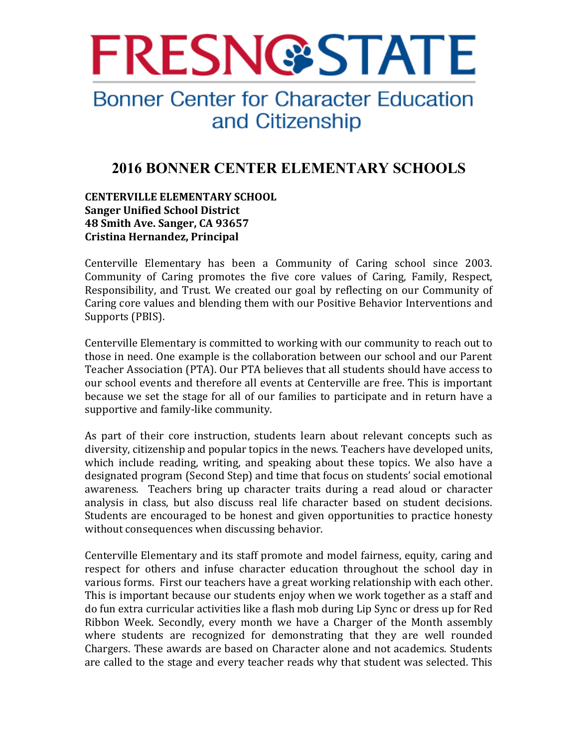# FRESNO STATE

## Bonner Center for Character Education and Citizenship

## 2016 BONNER CENTER ELEMENTARY SCHOOLS

**CENTERVILLE ELEMENTARY SCHOOL**
**Sanger Unified School District**
**48 Smith Ave. Sanger, CA 93657**
**Cristina Hernandez, Principal**

Centerville Elementary has been a Community of Caring school since 2003. Community of Caring promotes the five core values of Caring, Family, Respect, Responsibility, and Trust. We created our goal by reflecting on our Community of Caring core values and blending them with our Positive Behavior Interventions and Supports (PBIS).

Centerville Elementary is committed to working with our community to reach out to those in need. One example is the collaboration between our school and our Parent Teacher Association (PTA). Our PTA believes that all students should have access to our school events and therefore all events at Centerville are free. This is important because we set the stage for all of our families to participate and in return have a supportive and family-like community.

As part of their core instruction, students learn about relevant concepts such as diversity, citizenship and popular topics in the news. Teachers have developed units, which include reading, writing, and speaking about these topics. We also have a designated program (Second Step) and time that focus on students' social emotional awareness. Teachers bring up character traits during a read aloud or character analysis in class, but also discuss real life character based on student decisions. Students are encouraged to be honest and given opportunities to practice honesty without consequences when discussing behavior.

Centerville Elementary and its staff promote and model fairness, equity, caring and respect for others and infuse character education throughout the school day in various forms. First our teachers have a great working relationship with each other. This is important because our students enjoy when we work together as a staff and do fun extra curricular activities like a flash mob during Lip Sync or dress up for Red Ribbon Week. Secondly, every month we have a Charger of the Month assembly where students are recognized for demonstrating that they are well rounded Chargers. These awards are based on Character alone and not academics. Students are called to the stage and every teacher reads why that student was selected. This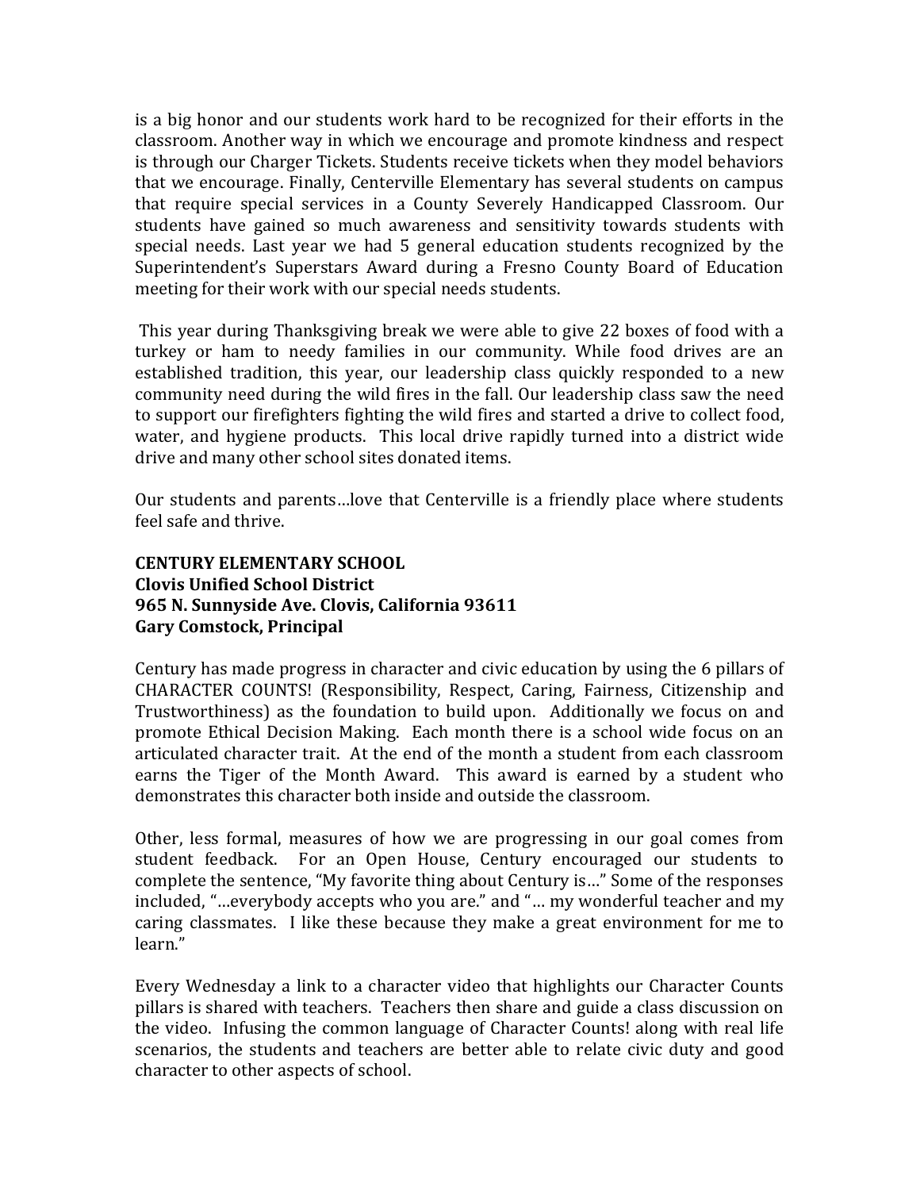is a big honor and our students work hard to be recognized for their efforts in the classroom. Another way in which we encourage and promote kindness and respect is through our Charger Tickets. Students receive tickets when they model behaviors that we encourage. Finally, Centerville Elementary has several students on campus that require special services in a County Severely Handicapped Classroom. Our students have gained so much awareness and sensitivity towards students with special needs. Last year we had 5 general education students recognized by the Superintendent's Superstars Award during a Fresno County Board of Education meeting for their work with our special needs students.

This year during Thanksgiving break we were able to give 22 boxes of food with a turkey or ham to needy families in our community. While food drives are an established tradition, this year, our leadership class quickly responded to a new community need during the wild fires in the fall. Our leadership class saw the need to support our firefighters fighting the wild fires and started a drive to collect food, water, and hygiene products. This local drive rapidly turned into a district wide drive and many other school sites donated items.

Our students and parents…love that Centerville is a friendly place where students feel safe and thrive.

**CENTURY ELEMENTARY SCHOOL**
**Clovis Unified School District**
**965 N. Sunnyside Ave. Clovis, California 93611**
**Gary Comstock, Principal**

Century has made progress in character and civic education by using the 6 pillars of CHARACTER COUNTS! (Responsibility, Respect, Caring, Fairness, Citizenship and Trustworthiness) as the foundation to build upon. Additionally we focus on and promote Ethical Decision Making. Each month there is a school wide focus on an articulated character trait. At the end of the month a student from each classroom earns the Tiger of the Month Award. This award is earned by a student who demonstrates this character both inside and outside the classroom.

Other, less formal, measures of how we are progressing in our goal comes from student feedback. For an Open House, Century encouraged our students to complete the sentence, "My favorite thing about Century is…" Some of the responses included, "…everybody accepts who you are." and "… my wonderful teacher and my caring classmates. I like these because they make a great environment for me to learn."

Every Wednesday a link to a character video that highlights our Character Counts pillars is shared with teachers. Teachers then share and guide a class discussion on the video. Infusing the common language of Character Counts! along with real life scenarios, the students and teachers are better able to relate civic duty and good character to other aspects of school.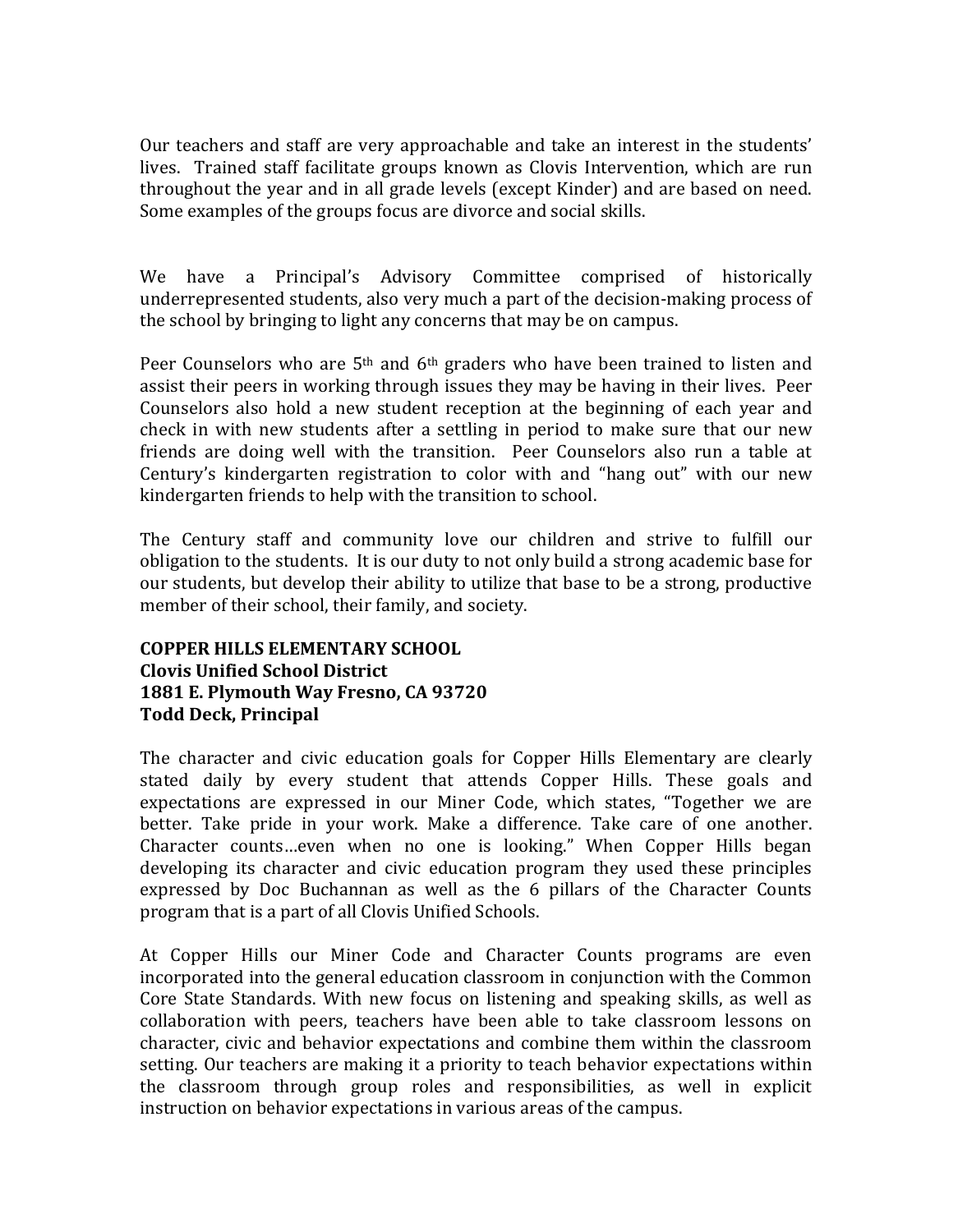Our teachers and staff are very approachable and take an interest in the students' lives. Trained staff facilitate groups known as Clovis Intervention, which are run throughout the year and in all grade levels (except Kinder) and are based on need. Some examples of the groups focus are divorce and social skills.

We have a Principal's Advisory Committee comprised of historically underrepresented students, also very much a part of the decision-making process of the school by bringing to light any concerns that may be on campus.

Peer Counselors who are 5th and 6th graders who have been trained to listen and assist their peers in working through issues they may be having in their lives. Peer Counselors also hold a new student reception at the beginning of each year and check in with new students after a settling in period to make sure that our new friends are doing well with the transition. Peer Counselors also run a table at Century's kindergarten registration to color with and "hang out" with our new kindergarten friends to help with the transition to school.

The Century staff and community love our children and strive to fulfill our obligation to the students. It is our duty to not only build a strong academic base for our students, but develop their ability to utilize that base to be a strong, productive member of their school, their family, and society.

**COPPER HILLS ELEMENTARY SCHOOL**
**Clovis Unified School District**
**1881 E. Plymouth Way Fresno, CA 93720**
**Todd Deck, Principal**

The character and civic education goals for Copper Hills Elementary are clearly stated daily by every student that attends Copper Hills. These goals and expectations are expressed in our Miner Code, which states, "Together we are better. Take pride in your work. Make a difference. Take care of one another. Character counts…even when no one is looking." When Copper Hills began developing its character and civic education program they used these principles expressed by Doc Buchannan as well as the 6 pillars of the Character Counts program that is a part of all Clovis Unified Schools.

At Copper Hills our Miner Code and Character Counts programs are even incorporated into the general education classroom in conjunction with the Common Core State Standards. With new focus on listening and speaking skills, as well as collaboration with peers, teachers have been able to take classroom lessons on character, civic and behavior expectations and combine them within the classroom setting. Our teachers are making it a priority to teach behavior expectations within the classroom through group roles and responsibilities, as well in explicit instruction on behavior expectations in various areas of the campus.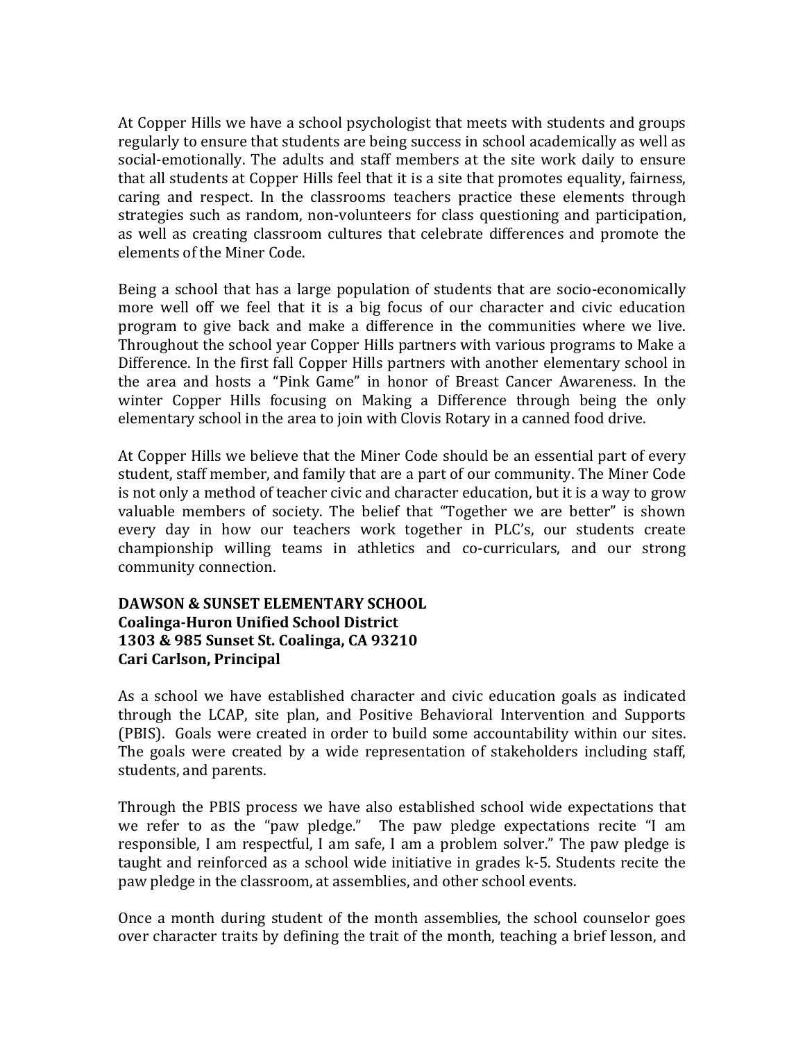At Copper Hills we have a school psychologist that meets with students and groups regularly to ensure that students are being success in school academically as well as social-emotionally. The adults and staff members at the site work daily to ensure that all students at Copper Hills feel that it is a site that promotes equality, fairness, caring and respect. In the classrooms teachers practice these elements through strategies such as random, non-volunteers for class questioning and participation, as well as creating classroom cultures that celebrate differences and promote the elements of the Miner Code.

Being a school that has a large population of students that are socio-economically more well off we feel that it is a big focus of our character and civic education program to give back and make a difference in the communities where we live. Throughout the school year Copper Hills partners with various programs to Make a Difference. In the first fall Copper Hills partners with another elementary school in the area and hosts a "Pink Game" in honor of Breast Cancer Awareness. In the winter Copper Hills focusing on Making a Difference through being the only elementary school in the area to join with Clovis Rotary in a canned food drive.

At Copper Hills we believe that the Miner Code should be an essential part of every student, staff member, and family that are a part of our community. The Miner Code is not only a method of teacher civic and character education, but it is a way to grow valuable members of society. The belief that "Together we are better" is shown every day in how our teachers work together in PLC's, our students create championship willing teams in athletics and co-curriculars, and our strong community connection.

**DAWSON & SUNSET ELEMENTARY SCHOOL**
**Coalinga-Huron Unified School District**
**1303 & 985 Sunset St. Coalinga, CA 93210**
**Cari Carlson, Principal**

As a school we have established character and civic education goals as indicated through the LCAP, site plan, and Positive Behavioral Intervention and Supports (PBIS). Goals were created in order to build some accountability within our sites. The goals were created by a wide representation of stakeholders including staff, students, and parents.

Through the PBIS process we have also established school wide expectations that we refer to as the "paw pledge." The paw pledge expectations recite "I am responsible, I am respectful, I am safe, I am a problem solver." The paw pledge is taught and reinforced as a school wide initiative in grades k-5. Students recite the paw pledge in the classroom, at assemblies, and other school events.

Once a month during student of the month assemblies, the school counselor goes over character traits by defining the trait of the month, teaching a brief lesson, and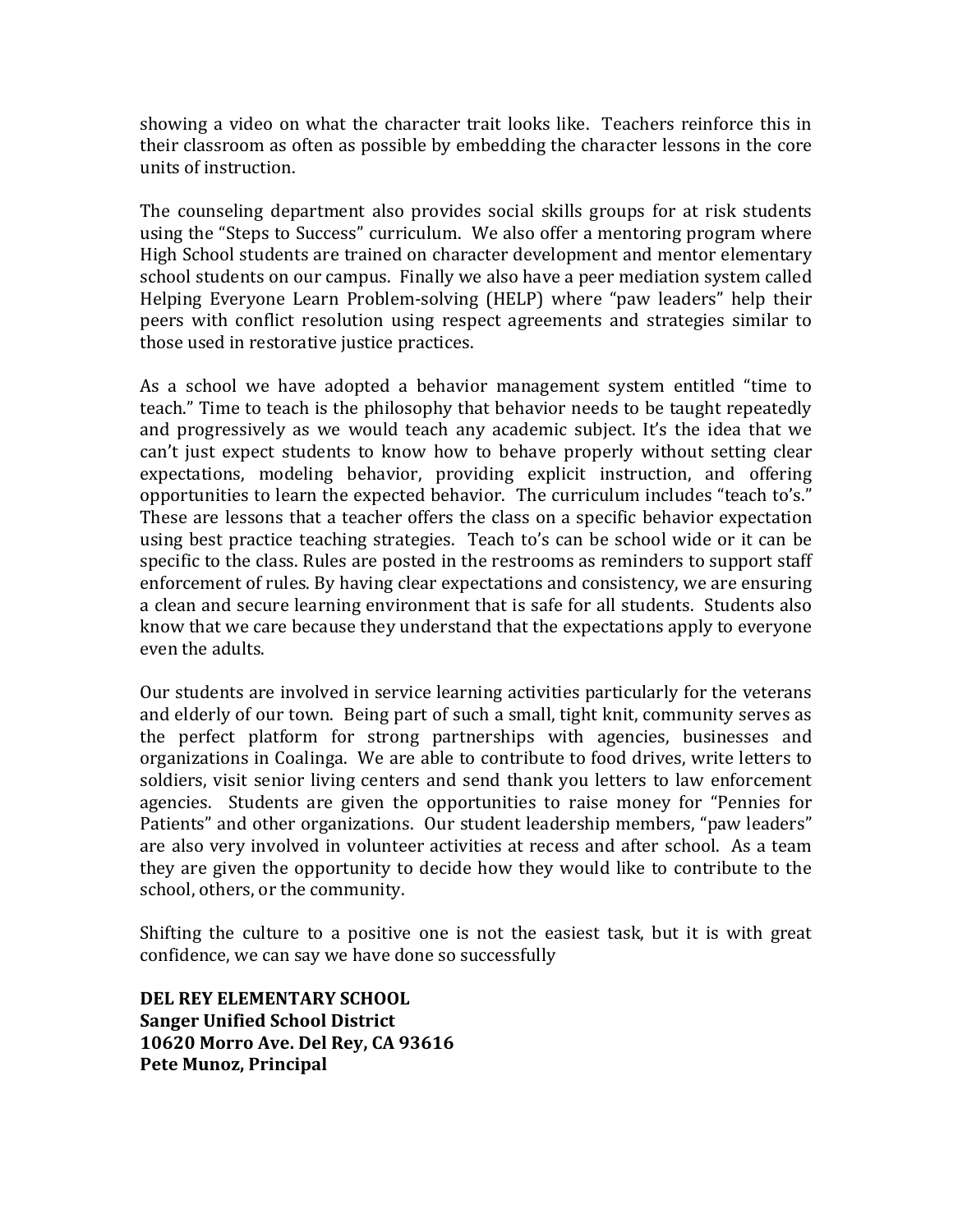showing a video on what the character trait looks like. Teachers reinforce this in their classroom as often as possible by embedding the character lessons in the core units of instruction.

The counseling department also provides social skills groups for at risk students using the "Steps to Success" curriculum. We also offer a mentoring program where High School students are trained on character development and mentor elementary school students on our campus. Finally we also have a peer mediation system called Helping Everyone Learn Problem-solving (HELP) where "paw leaders" help their peers with conflict resolution using respect agreements and strategies similar to those used in restorative justice practices.

As a school we have adopted a behavior management system entitled "time to teach." Time to teach is the philosophy that behavior needs to be taught repeatedly and progressively as we would teach any academic subject. It's the idea that we can't just expect students to know how to behave properly without setting clear expectations, modeling behavior, providing explicit instruction, and offering opportunities to learn the expected behavior. The curriculum includes "teach to's." These are lessons that a teacher offers the class on a specific behavior expectation using best practice teaching strategies. Teach to's can be school wide or it can be specific to the class. Rules are posted in the restrooms as reminders to support staff enforcement of rules. By having clear expectations and consistency, we are ensuring a clean and secure learning environment that is safe for all students. Students also know that we care because they understand that the expectations apply to everyone even the adults.

Our students are involved in service learning activities particularly for the veterans and elderly of our town. Being part of such a small, tight knit, community serves as the perfect platform for strong partnerships with agencies, businesses and organizations in Coalinga. We are able to contribute to food drives, write letters to soldiers, visit senior living centers and send thank you letters to law enforcement agencies. Students are given the opportunities to raise money for "Pennies for Patients" and other organizations. Our student leadership members, "paw leaders" are also very involved in volunteer activities at recess and after school. As a team they are given the opportunity to decide how they would like to contribute to the school, others, or the community.

Shifting the culture to a positive one is not the easiest task, but it is with great confidence, we can say we have done so successfully

**DEL REY ELEMENTARY SCHOOL**
**Sanger Unified School District**
**10620 Morro Ave. Del Rey, CA 93616**
**Pete Munoz, Principal**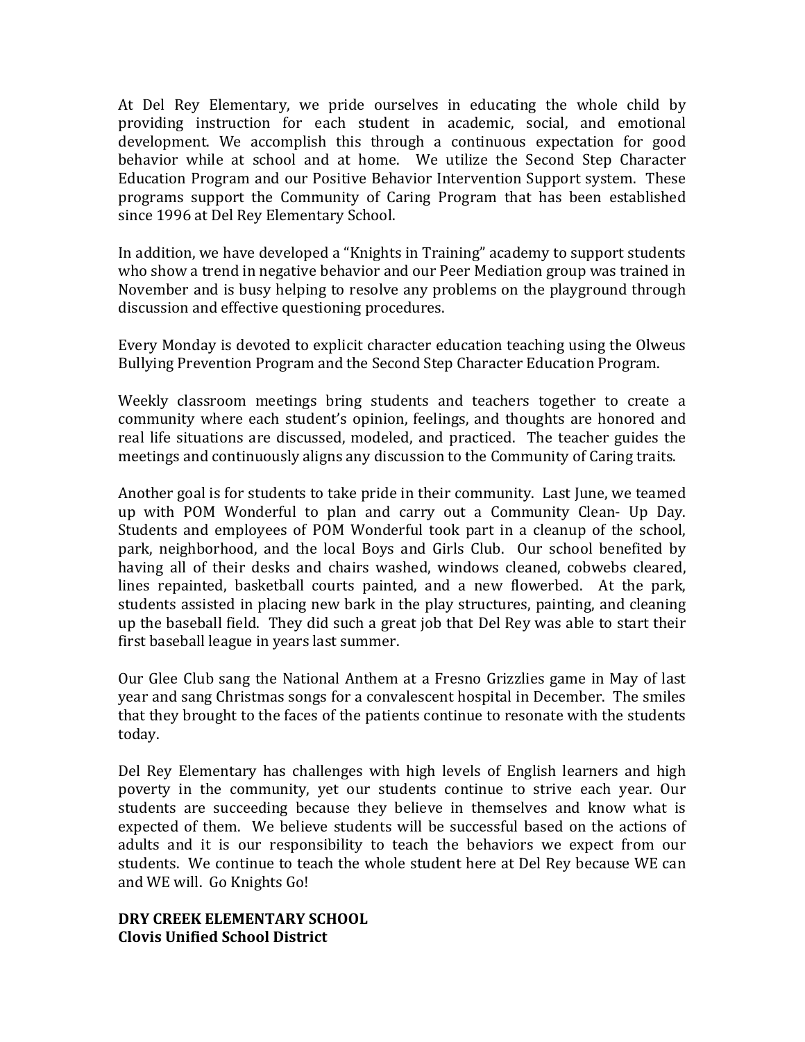At Del Rey Elementary, we pride ourselves in educating the whole child by providing instruction for each student in academic, social, and emotional development. We accomplish this through a continuous expectation for good behavior while at school and at home. We utilize the Second Step Character Education Program and our Positive Behavior Intervention Support system. These programs support the Community of Caring Program that has been established since 1996 at Del Rey Elementary School.

In addition, we have developed a "Knights in Training" academy to support students who show a trend in negative behavior and our Peer Mediation group was trained in November and is busy helping to resolve any problems on the playground through discussion and effective questioning procedures.

Every Monday is devoted to explicit character education teaching using the Olweus Bullying Prevention Program and the Second Step Character Education Program.

Weekly classroom meetings bring students and teachers together to create a community where each student's opinion, feelings, and thoughts are honored and real life situations are discussed, modeled, and practiced. The teacher guides the meetings and continuously aligns any discussion to the Community of Caring traits.

Another goal is for students to take pride in their community. Last June, we teamed up with POM Wonderful to plan and carry out a Community Clean- Up Day. Students and employees of POM Wonderful took part in a cleanup of the school, park, neighborhood, and the local Boys and Girls Club. Our school benefited by having all of their desks and chairs washed, windows cleaned, cobwebs cleared, lines repainted, basketball courts painted, and a new flowerbed. At the park, students assisted in placing new bark in the play structures, painting, and cleaning up the baseball field. They did such a great job that Del Rey was able to start their first baseball league in years last summer.

Our Glee Club sang the National Anthem at a Fresno Grizzlies game in May of last year and sang Christmas songs for a convalescent hospital in December. The smiles that they brought to the faces of the patients continue to resonate with the students today.

Del Rey Elementary has challenges with high levels of English learners and high poverty in the community, yet our students continue to strive each year. Our students are succeeding because they believe in themselves and know what is expected of them. We believe students will be successful based on the actions of adults and it is our responsibility to teach the behaviors we expect from our students. We continue to teach the whole student here at Del Rey because WE can and WE will. Go Knights Go!

**DRY CREEK ELEMENTARY SCHOOL**
**Clovis Unified School District**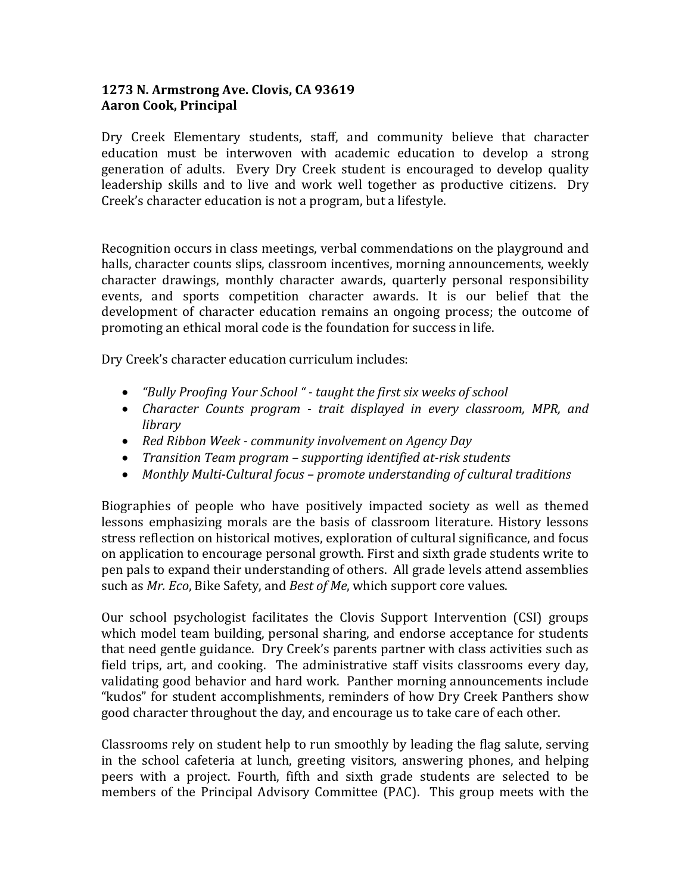**1273 N. Armstrong Ave. Clovis, CA 93619**
**Aaron Cook, Principal**

Dry Creek Elementary students, staff, and community believe that character education must be interwoven with academic education to develop a strong generation of adults. Every Dry Creek student is encouraged to develop quality leadership skills and to live and work well together as productive citizens. Dry Creek's character education is not a program, but a lifestyle.

Recognition occurs in class meetings, verbal commendations on the playground and halls, character counts slips, classroom incentives, morning announcements, weekly character drawings, monthly character awards, quarterly personal responsibility events, and sports competition character awards. It is our belief that the development of character education remains an ongoing process; the outcome of promoting an ethical moral code is the foundation for success in life.

Dry Creek's character education curriculum includes:

- *"Bully Proofing Your School " - taught the first six weeks of school*
- *Character Counts program - trait displayed in every classroom, MPR, and library*
- *Red Ribbon Week - community involvement on Agency Day*
- *Transition Team program – supporting identified at-risk students*
- *Monthly Multi-Cultural focus – promote understanding of cultural traditions*

Biographies of people who have positively impacted society as well as themed lessons emphasizing morals are the basis of classroom literature. History lessons stress reflection on historical motives, exploration of cultural significance, and focus on application to encourage personal growth. First and sixth grade students write to pen pals to expand their understanding of others. All grade levels attend assemblies such as *Mr. Eco*, Bike Safety, and *Best of Me*, which support core values.

Our school psychologist facilitates the Clovis Support Intervention (CSI) groups which model team building, personal sharing, and endorse acceptance for students that need gentle guidance. Dry Creek's parents partner with class activities such as field trips, art, and cooking. The administrative staff visits classrooms every day, validating good behavior and hard work. Panther morning announcements include "kudos" for student accomplishments, reminders of how Dry Creek Panthers show good character throughout the day, and encourage us to take care of each other.

Classrooms rely on student help to run smoothly by leading the flag salute, serving in the school cafeteria at lunch, greeting visitors, answering phones, and helping peers with a project. Fourth, fifth and sixth grade students are selected to be members of the Principal Advisory Committee (PAC). This group meets with the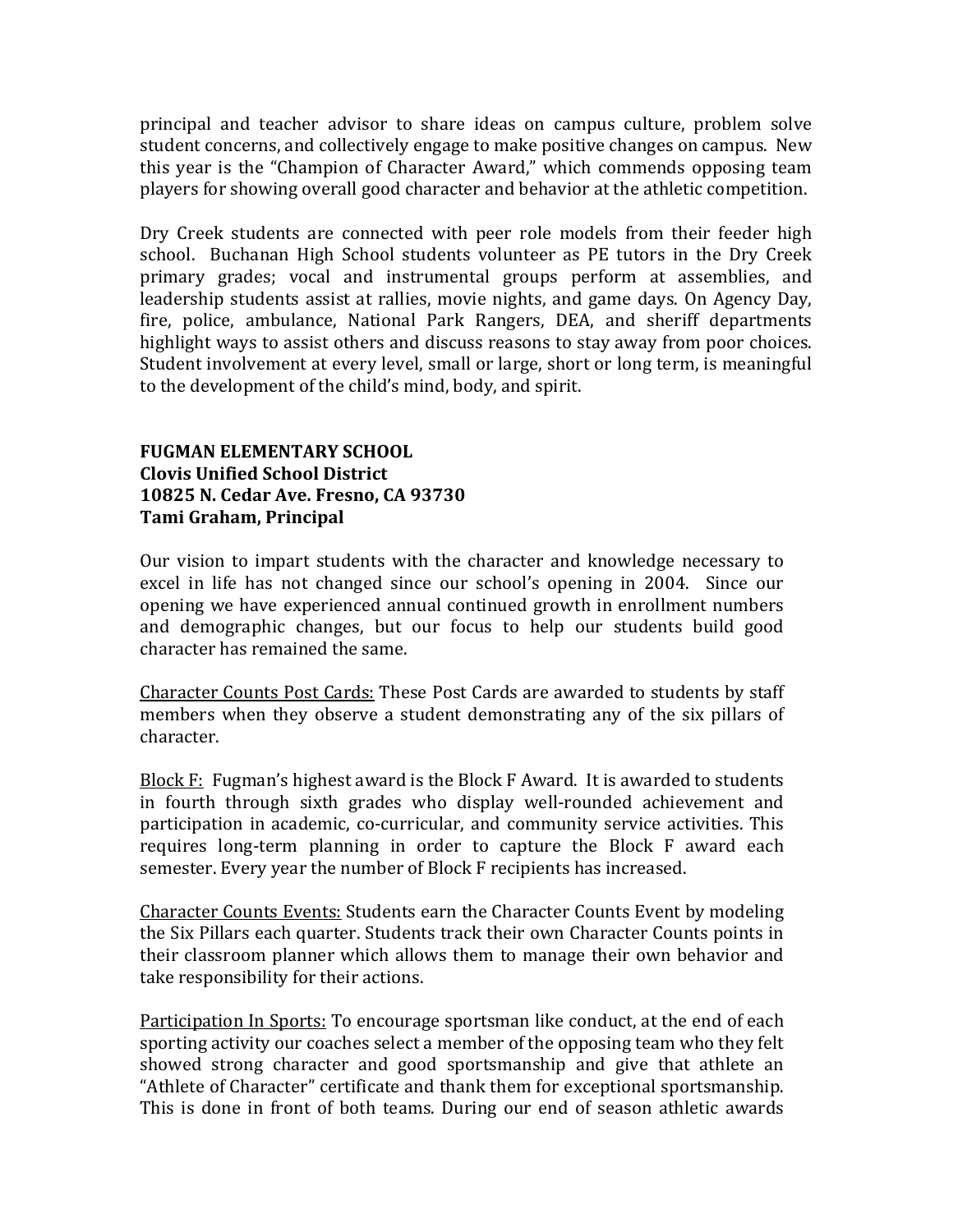principal and teacher advisor to share ideas on campus culture, problem solve student concerns, and collectively engage to make positive changes on campus. New this year is the "Champion of Character Award," which commends opposing team players for showing overall good character and behavior at the athletic competition.

Dry Creek students are connected with peer role models from their feeder high school. Buchanan High School students volunteer as PE tutors in the Dry Creek primary grades; vocal and instrumental groups perform at assemblies, and leadership students assist at rallies, movie nights, and game days. On Agency Day, fire, police, ambulance, National Park Rangers, DEA, and sheriff departments highlight ways to assist others and discuss reasons to stay away from poor choices. Student involvement at every level, small or large, short or long term, is meaningful to the development of the child's mind, body, and spirit.

**FUGMAN ELEMENTARY SCHOOL**
**Clovis Unified School District**
**10825 N. Cedar Ave. Fresno, CA 93730**
**Tami Graham, Principal**

Our vision to impart students with the character and knowledge necessary to excel in life has not changed since our school's opening in 2004. Since our opening we have experienced annual continued growth in enrollment numbers and demographic changes, but our focus to help our students build good character has remained the same.

<u>Character Counts Post Cards:</u> These Post Cards are awarded to students by staff members when they observe a student demonstrating any of the six pillars of character.

<u>Block F:</u> Fugman's highest award is the Block F Award. It is awarded to students in fourth through sixth grades who display well-rounded achievement and participation in academic, co-curricular, and community service activities. This requires long-term planning in order to capture the Block F award each semester. Every year the number of Block F recipients has increased.

<u>Character Counts Events:</u> Students earn the Character Counts Event by modeling the Six Pillars each quarter. Students track their own Character Counts points in their classroom planner which allows them to manage their own behavior and take responsibility for their actions.

<u>Participation In Sports:</u> To encourage sportsman like conduct, at the end of each sporting activity our coaches select a member of the opposing team who they felt showed strong character and good sportsmanship and give that athlete an "Athlete of Character" certificate and thank them for exceptional sportsmanship. This is done in front of both teams. During our end of season athletic awards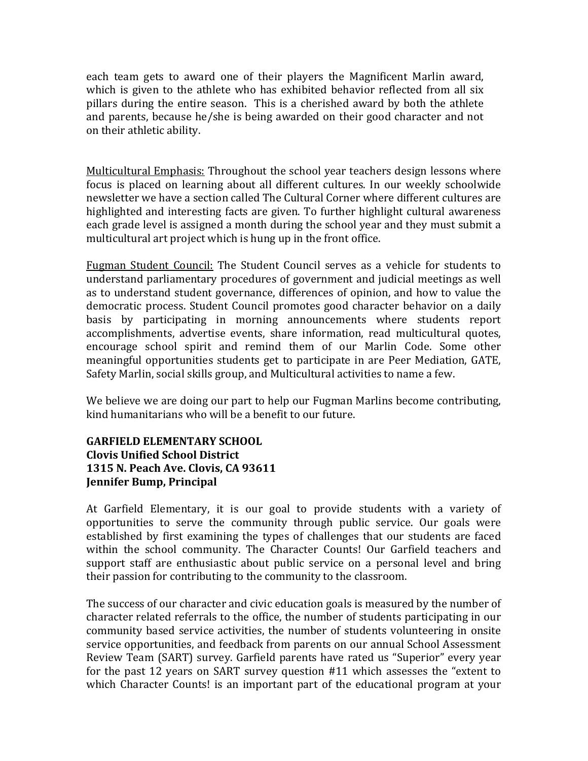each team gets to award one of their players the Magnificent Marlin award, which is given to the athlete who has exhibited behavior reflected from all six pillars during the entire season. This is a cherished award by both the athlete and parents, because he/she is being awarded on their good character and not on their athletic ability.

<u>Multicultural Emphasis:</u> Throughout the school year teachers design lessons where focus is placed on learning about all different cultures. In our weekly schoolwide newsletter we have a section called The Cultural Corner where different cultures are highlighted and interesting facts are given. To further highlight cultural awareness each grade level is assigned a month during the school year and they must submit a multicultural art project which is hung up in the front office.

<u>Fugman Student Council:</u> The Student Council serves as a vehicle for students to understand parliamentary procedures of government and judicial meetings as well as to understand student governance, differences of opinion, and how to value the democratic process. Student Council promotes good character behavior on a daily basis by participating in morning announcements where students report accomplishments, advertise events, share information, read multicultural quotes, encourage school spirit and remind them of our Marlin Code. Some other meaningful opportunities students get to participate in are Peer Mediation, GATE, Safety Marlin, social skills group, and Multicultural activities to name a few.

We believe we are doing our part to help our Fugman Marlins become contributing, kind humanitarians who will be a benefit to our future.

**GARFIELD ELEMENTARY SCHOOL**
**Clovis Unified School District**
**1315 N. Peach Ave. Clovis, CA 93611**
**Jennifer Bump, Principal**

At Garfield Elementary, it is our goal to provide students with a variety of opportunities to serve the community through public service. Our goals were established by first examining the types of challenges that our students are faced within the school community. The Character Counts! Our Garfield teachers and support staff are enthusiastic about public service on a personal level and bring their passion for contributing to the community to the classroom.

The success of our character and civic education goals is measured by the number of character related referrals to the office, the number of students participating in our community based service activities, the number of students volunteering in onsite service opportunities, and feedback from parents on our annual School Assessment Review Team (SART) survey. Garfield parents have rated us "Superior" every year for the past 12 years on SART survey question #11 which assesses the "extent to which Character Counts! is an important part of the educational program at your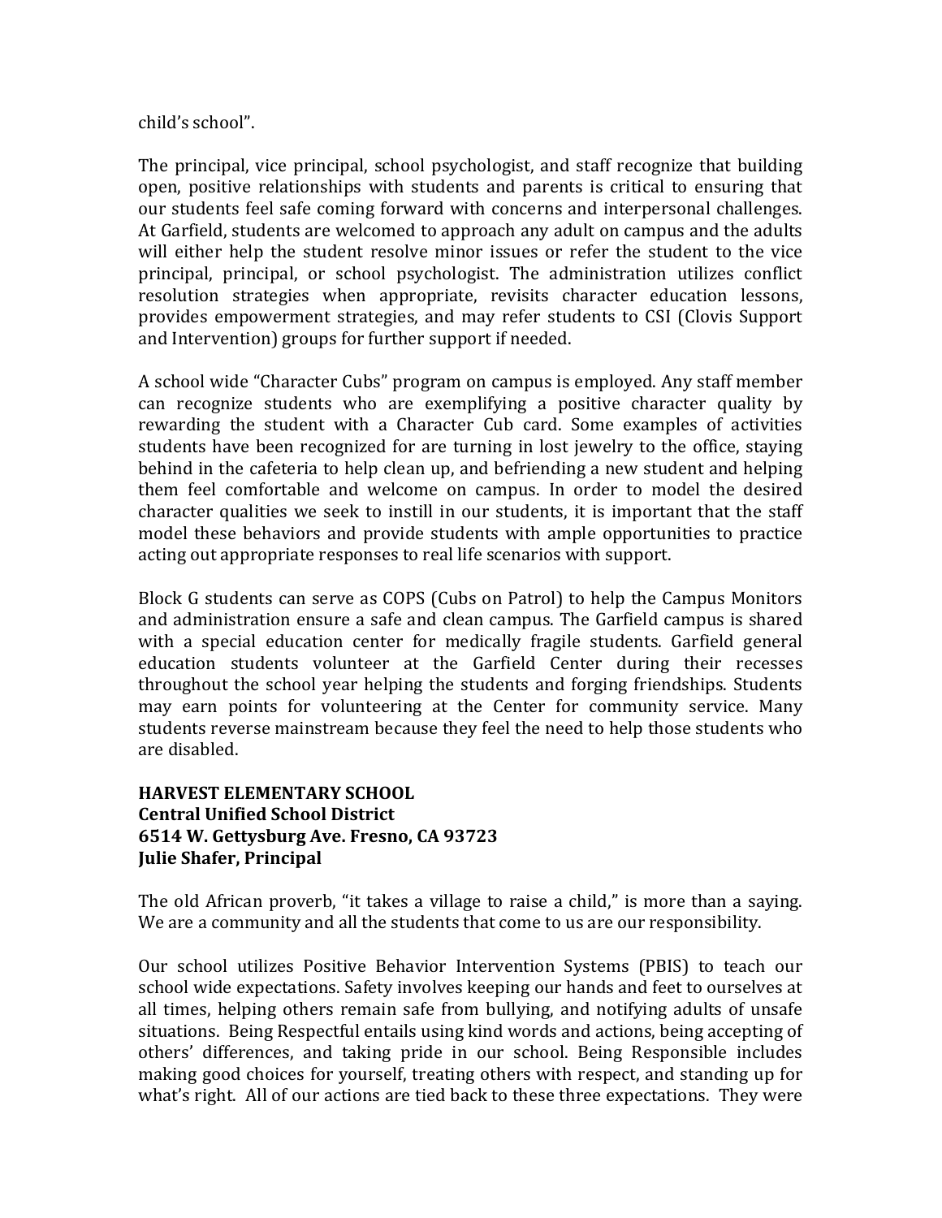child's school".

The principal, vice principal, school psychologist, and staff recognize that building open, positive relationships with students and parents is critical to ensuring that our students feel safe coming forward with concerns and interpersonal challenges. At Garfield, students are welcomed to approach any adult on campus and the adults will either help the student resolve minor issues or refer the student to the vice principal, principal, or school psychologist. The administration utilizes conflict resolution strategies when appropriate, revisits character education lessons, provides empowerment strategies, and may refer students to CSI (Clovis Support and Intervention) groups for further support if needed.

A school wide "Character Cubs" program on campus is employed. Any staff member can recognize students who are exemplifying a positive character quality by rewarding the student with a Character Cub card. Some examples of activities students have been recognized for are turning in lost jewelry to the office, staying behind in the cafeteria to help clean up, and befriending a new student and helping them feel comfortable and welcome on campus. In order to model the desired character qualities we seek to instill in our students, it is important that the staff model these behaviors and provide students with ample opportunities to practice acting out appropriate responses to real life scenarios with support.

Block G students can serve as COPS (Cubs on Patrol) to help the Campus Monitors and administration ensure a safe and clean campus. The Garfield campus is shared with a special education center for medically fragile students. Garfield general education students volunteer at the Garfield Center during their recesses throughout the school year helping the students and forging friendships. Students may earn points for volunteering at the Center for community service. Many students reverse mainstream because they feel the need to help those students who are disabled.

**HARVEST ELEMENTARY SCHOOL**
**Central Unified School District**
**6514 W. Gettysburg Ave. Fresno, CA 93723**
**Julie Shafer, Principal**

The old African proverb, "it takes a village to raise a child," is more than a saying. We are a community and all the students that come to us are our responsibility.

Our school utilizes Positive Behavior Intervention Systems (PBIS) to teach our school wide expectations. Safety involves keeping our hands and feet to ourselves at all times, helping others remain safe from bullying, and notifying adults of unsafe situations. Being Respectful entails using kind words and actions, being accepting of others' differences, and taking pride in our school. Being Responsible includes making good choices for yourself, treating others with respect, and standing up for what's right. All of our actions are tied back to these three expectations. They were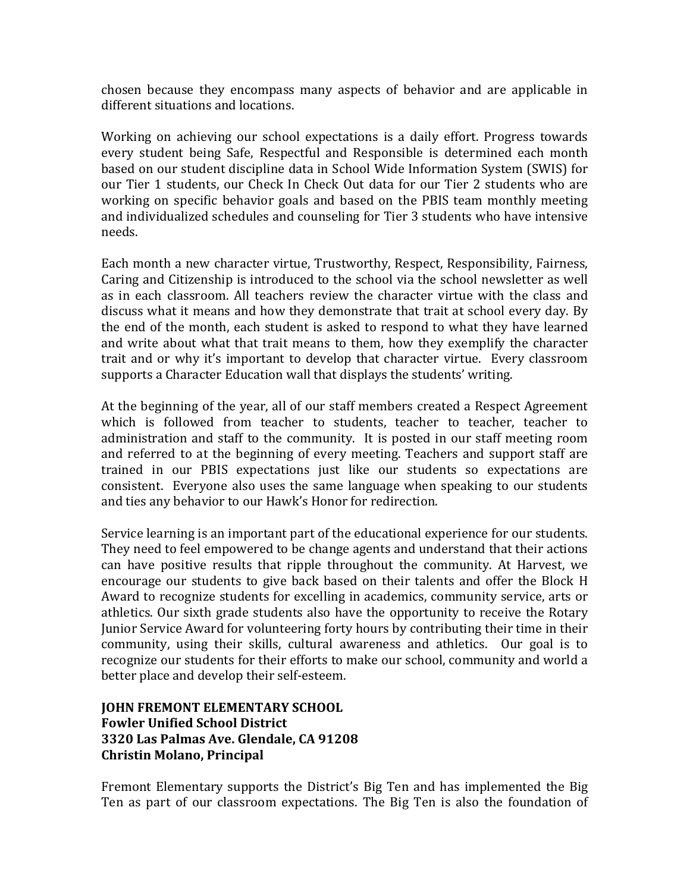chosen because they encompass many aspects of behavior and are applicable in different situations and locations.

Working on achieving our school expectations is a daily effort. Progress towards every student being Safe, Respectful and Responsible is determined each month based on our student discipline data in School Wide Information System (SWIS) for our Tier 1 students, our Check In Check Out data for our Tier 2 students who are working on specific behavior goals and based on the PBIS team monthly meeting and individualized schedules and counseling for Tier 3 students who have intensive needs.

Each month a new character virtue, Trustworthy, Respect, Responsibility, Fairness, Caring and Citizenship is introduced to the school via the school newsletter as well as in each classroom. All teachers review the character virtue with the class and discuss what it means and how they demonstrate that trait at school every day. By the end of the month, each student is asked to respond to what they have learned and write about what that trait means to them, how they exemplify the character trait and or why it's important to develop that character virtue. Every classroom supports a Character Education wall that displays the students' writing.

At the beginning of the year, all of our staff members created a Respect Agreement which is followed from teacher to students, teacher to teacher, teacher to administration and staff to the community. It is posted in our staff meeting room and referred to at the beginning of every meeting. Teachers and support staff are trained in our PBIS expectations just like our students so expectations are consistent. Everyone also uses the same language when speaking to our students and ties any behavior to our Hawk's Honor for redirection.

Service learning is an important part of the educational experience for our students. They need to feel empowered to be change agents and understand that their actions can have positive results that ripple throughout the community. At Harvest, we encourage our students to give back based on their talents and offer the Block H Award to recognize students for excelling in academics, community service, arts or athletics. Our sixth grade students also have the opportunity to receive the Rotary Junior Service Award for volunteering forty hours by contributing their time in their community, using their skills, cultural awareness and athletics. Our goal is to recognize our students for their efforts to make our school, community and world a better place and develop their self-esteem.

**JOHN FREMONT ELEMENTARY SCHOOL**
**Fowler Unified School District**
**3320 Las Palmas Ave. Glendale, CA 91208**
**Christin Molano, Principal**

Fremont Elementary supports the District's Big Ten and has implemented the Big Ten as part of our classroom expectations. The Big Ten is also the foundation of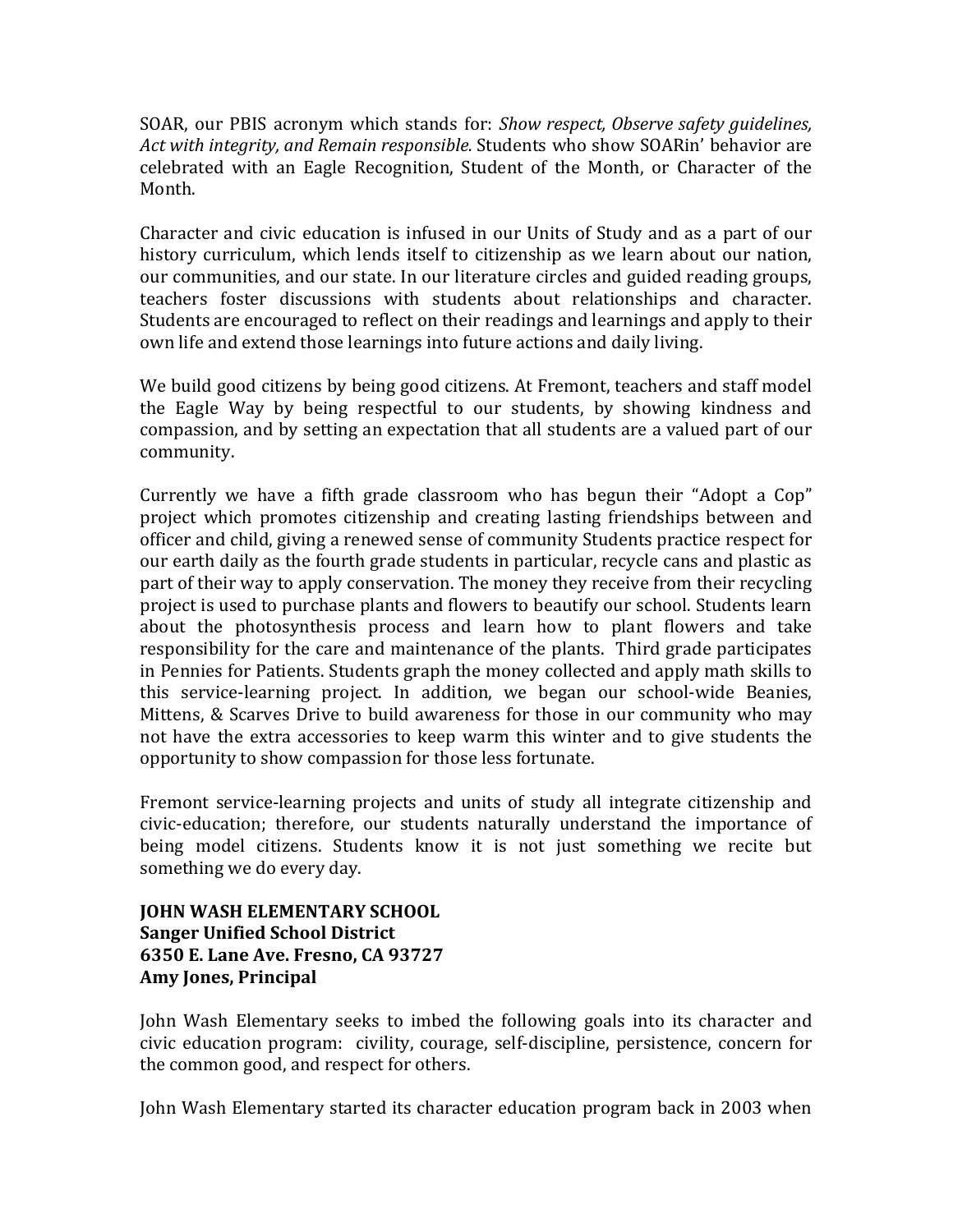SOAR, our PBIS acronym which stands for: *Show respect, Observe safety guidelines, Act with integrity, and Remain responsible.* Students who show SOARin' behavior are celebrated with an Eagle Recognition, Student of the Month, or Character of the Month.

Character and civic education is infused in our Units of Study and as a part of our history curriculum, which lends itself to citizenship as we learn about our nation, our communities, and our state. In our literature circles and guided reading groups, teachers foster discussions with students about relationships and character. Students are encouraged to reflect on their readings and learnings and apply to their own life and extend those learnings into future actions and daily living.

We build good citizens by being good citizens. At Fremont, teachers and staff model the Eagle Way by being respectful to our students, by showing kindness and compassion, and by setting an expectation that all students are a valued part of our community.

Currently we have a fifth grade classroom who has begun their "Adopt a Cop" project which promotes citizenship and creating lasting friendships between and officer and child, giving a renewed sense of community Students practice respect for our earth daily as the fourth grade students in particular, recycle cans and plastic as part of their way to apply conservation. The money they receive from their recycling project is used to purchase plants and flowers to beautify our school. Students learn about the photosynthesis process and learn how to plant flowers and take responsibility for the care and maintenance of the plants. Third grade participates in Pennies for Patients. Students graph the money collected and apply math skills to this service-learning project. In addition, we began our school-wide Beanies, Mittens, & Scarves Drive to build awareness for those in our community who may not have the extra accessories to keep warm this winter and to give students the opportunity to show compassion for those less fortunate.

Fremont service-learning projects and units of study all integrate citizenship and civic-education; therefore, our students naturally understand the importance of being model citizens. Students know it is not just something we recite but something we do every day.

**JOHN WASH ELEMENTARY SCHOOL**
**Sanger Unified School District**
**6350 E. Lane Ave. Fresno, CA 93727**
**Amy Jones, Principal**

John Wash Elementary seeks to imbed the following goals into its character and civic education program: civility, courage, self-discipline, persistence, concern for the common good, and respect for others.

John Wash Elementary started its character education program back in 2003 when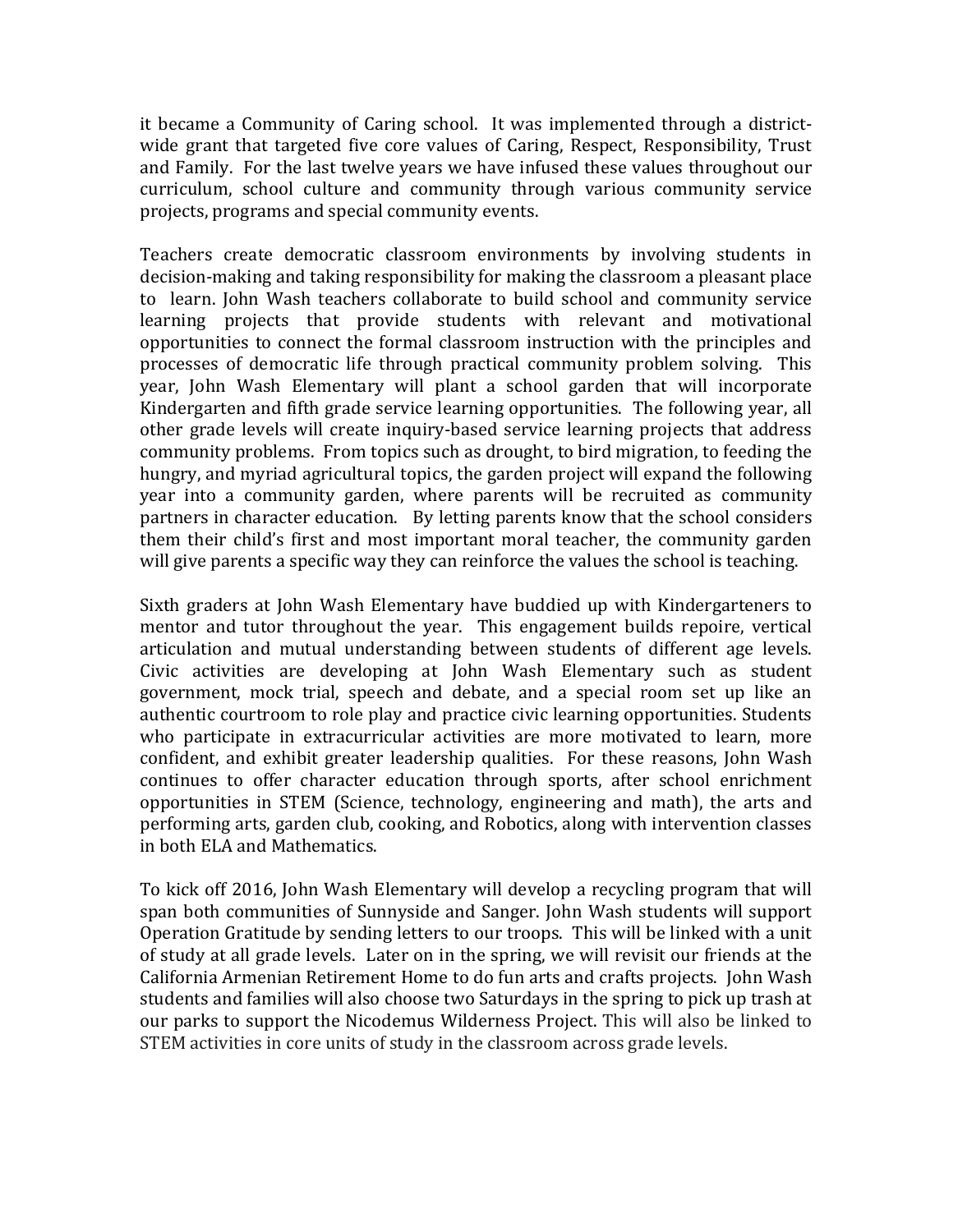it became a Community of Caring school. It was implemented through a district-wide grant that targeted five core values of Caring, Respect, Responsibility, Trust and Family. For the last twelve years we have infused these values throughout our curriculum, school culture and community through various community service projects, programs and special community events.

Teachers create democratic classroom environments by involving students in decision-making and taking responsibility for making the classroom a pleasant place to learn. John Wash teachers collaborate to build school and community service learning projects that provide students with relevant and motivational opportunities to connect the formal classroom instruction with the principles and processes of democratic life through practical community problem solving. This year, John Wash Elementary will plant a school garden that will incorporate Kindergarten and fifth grade service learning opportunities. The following year, all other grade levels will create inquiry-based service learning projects that address community problems. From topics such as drought, to bird migration, to feeding the hungry, and myriad agricultural topics, the garden project will expand the following year into a community garden, where parents will be recruited as community partners in character education. By letting parents know that the school considers them their child's first and most important moral teacher, the community garden will give parents a specific way they can reinforce the values the school is teaching.

Sixth graders at John Wash Elementary have buddied up with Kindergarteners to mentor and tutor throughout the year. This engagement builds repoire, vertical articulation and mutual understanding between students of different age levels. Civic activities are developing at John Wash Elementary such as student government, mock trial, speech and debate, and a special room set up like an authentic courtroom to role play and practice civic learning opportunities. Students who participate in extracurricular activities are more motivated to learn, more confident, and exhibit greater leadership qualities. For these reasons, John Wash continues to offer character education through sports, after school enrichment opportunities in STEM (Science, technology, engineering and math), the arts and performing arts, garden club, cooking, and Robotics, along with intervention classes in both ELA and Mathematics.

To kick off 2016, John Wash Elementary will develop a recycling program that will span both communities of Sunnyside and Sanger. John Wash students will support Operation Gratitude by sending letters to our troops. This will be linked with a unit of study at all grade levels. Later on in the spring, we will revisit our friends at the California Armenian Retirement Home to do fun arts and crafts projects. John Wash students and families will also choose two Saturdays in the spring to pick up trash at our parks to support the Nicodemus Wilderness Project. This will also be linked to STEM activities in core units of study in the classroom across grade levels.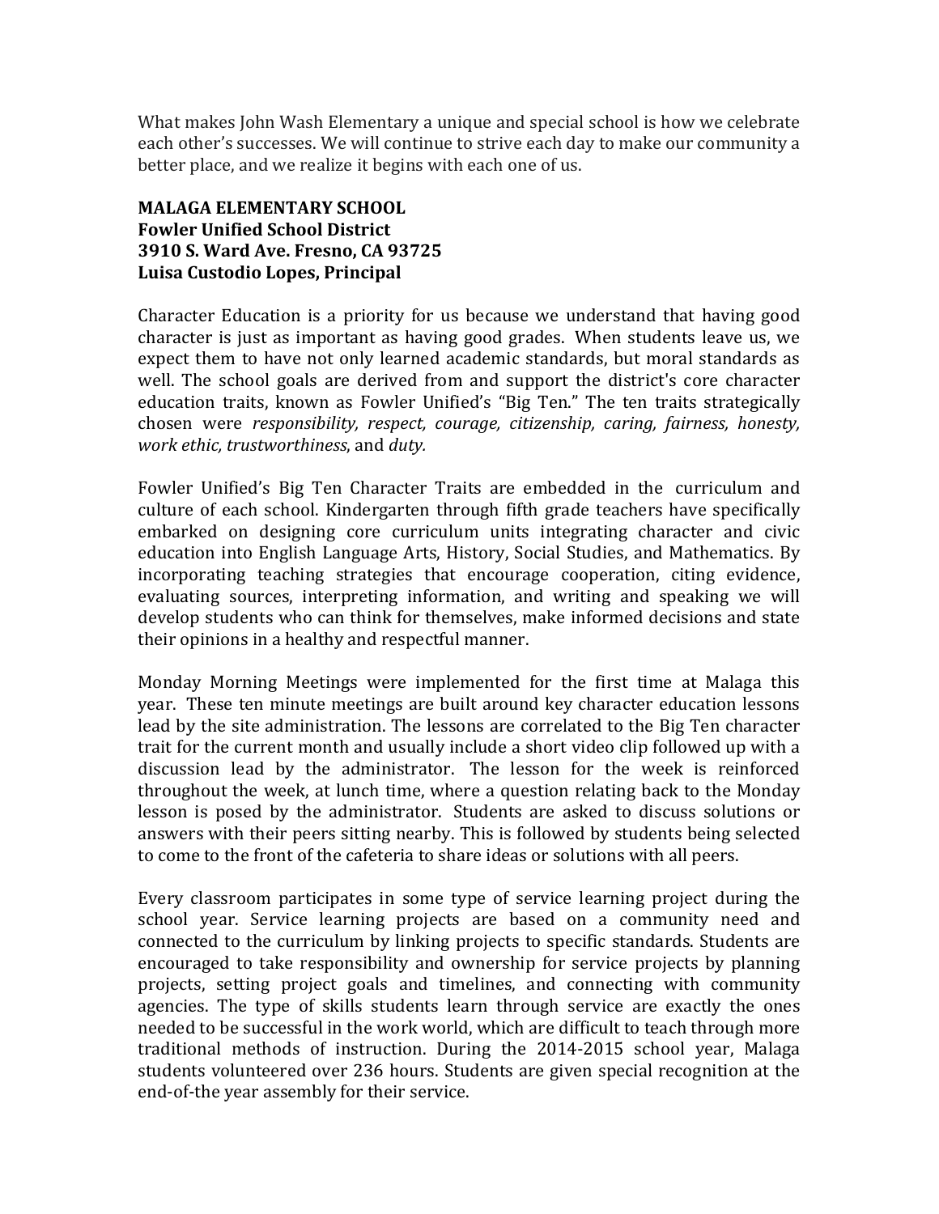What makes John Wash Elementary a unique and special school is how we celebrate each other's successes. We will continue to strive each day to make our community a better place, and we realize it begins with each one of us.

**MALAGA ELEMENTARY SCHOOL**
**Fowler Unified School District**
**3910 S. Ward Ave. Fresno, CA 93725**
**Luisa Custodio Lopes, Principal**

Character Education is a priority for us because we understand that having good character is just as important as having good grades. When students leave us, we expect them to have not only learned academic standards, but moral standards as well. The school goals are derived from and support the district's core character education traits, known as Fowler Unified's "Big Ten." The ten traits strategically chosen were *responsibility, respect, courage, citizenship, caring, fairness, honesty, work ethic, trustworthiness*, and *duty.*

Fowler Unified's Big Ten Character Traits are embedded in the curriculum and culture of each school. Kindergarten through fifth grade teachers have specifically embarked on designing core curriculum units integrating character and civic education into English Language Arts, History, Social Studies, and Mathematics. By incorporating teaching strategies that encourage cooperation, citing evidence, evaluating sources, interpreting information, and writing and speaking we will develop students who can think for themselves, make informed decisions and state their opinions in a healthy and respectful manner.

Monday Morning Meetings were implemented for the first time at Malaga this year. These ten minute meetings are built around key character education lessons lead by the site administration. The lessons are correlated to the Big Ten character trait for the current month and usually include a short video clip followed up with a discussion lead by the administrator. The lesson for the week is reinforced throughout the week, at lunch time, where a question relating back to the Monday lesson is posed by the administrator. Students are asked to discuss solutions or answers with their peers sitting nearby. This is followed by students being selected to come to the front of the cafeteria to share ideas or solutions with all peers.

Every classroom participates in some type of service learning project during the school year. Service learning projects are based on a community need and connected to the curriculum by linking projects to specific standards. Students are encouraged to take responsibility and ownership for service projects by planning projects, setting project goals and timelines, and connecting with community agencies. The type of skills students learn through service are exactly the ones needed to be successful in the work world, which are difficult to teach through more traditional methods of instruction. During the 2014-2015 school year, Malaga students volunteered over 236 hours. Students are given special recognition at the end-of-the year assembly for their service.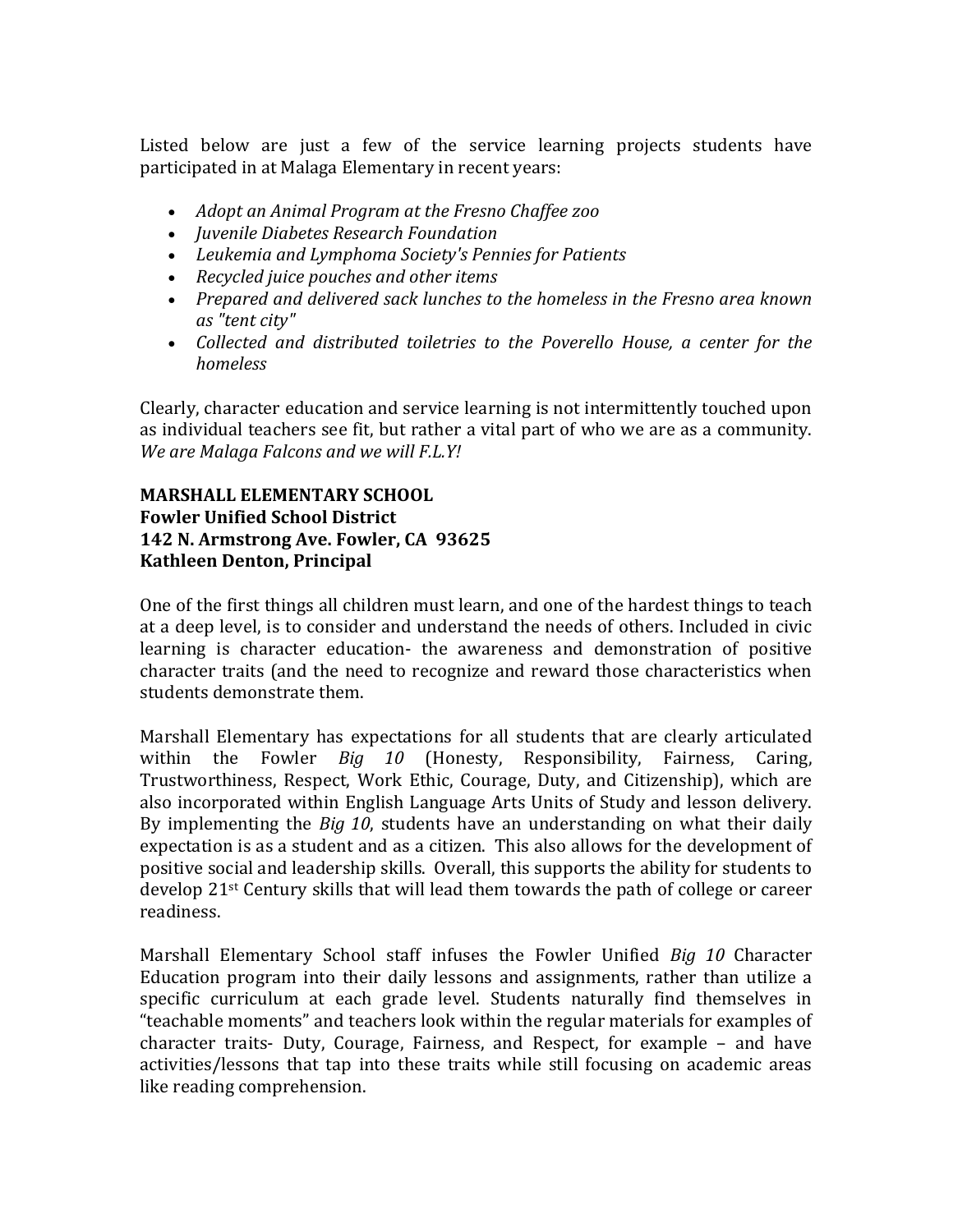Listed below are just a few of the service learning projects students have participated in at Malaga Elementary in recent years:

- *Adopt an Animal Program at the Fresno Chaffee zoo*
- *Juvenile Diabetes Research Foundation*
- *Leukemia and Lymphoma Society's Pennies for Patients*
- *Recycled juice pouches and other items*
- *Prepared and delivered sack lunches to the homeless in the Fresno area known as "tent city"*
- *Collected and distributed toiletries to the Poverello House, a center for the homeless*

Clearly, character education and service learning is not intermittently touched upon as individual teachers see fit, but rather a vital part of who we are as a community. *We are Malaga Falcons and we will F.L.Y!*

**MARSHALL ELEMENTARY SCHOOL**
**Fowler Unified School District**
**142 N. Armstrong Ave. Fowler, CA 93625**
**Kathleen Denton, Principal**

One of the first things all children must learn, and one of the hardest things to teach at a deep level, is to consider and understand the needs of others. Included in civic learning is character education- the awareness and demonstration of positive character traits (and the need to recognize and reward those characteristics when students demonstrate them.

Marshall Elementary has expectations for all students that are clearly articulated within the Fowler *Big 10* (Honesty, Responsibility, Fairness, Caring, Trustworthiness, Respect, Work Ethic, Courage, Duty, and Citizenship), which are also incorporated within English Language Arts Units of Study and lesson delivery. By implementing the *Big 10*, students have an understanding on what their daily expectation is as a student and as a citizen. This also allows for the development of positive social and leadership skills. Overall, this supports the ability for students to develop 21st Century skills that will lead them towards the path of college or career readiness.

Marshall Elementary School staff infuses the Fowler Unified *Big 10* Character Education program into their daily lessons and assignments, rather than utilize a specific curriculum at each grade level. Students naturally find themselves in "teachable moments" and teachers look within the regular materials for examples of character traits- Duty, Courage, Fairness, and Respect, for example – and have activities/lessons that tap into these traits while still focusing on academic areas like reading comprehension.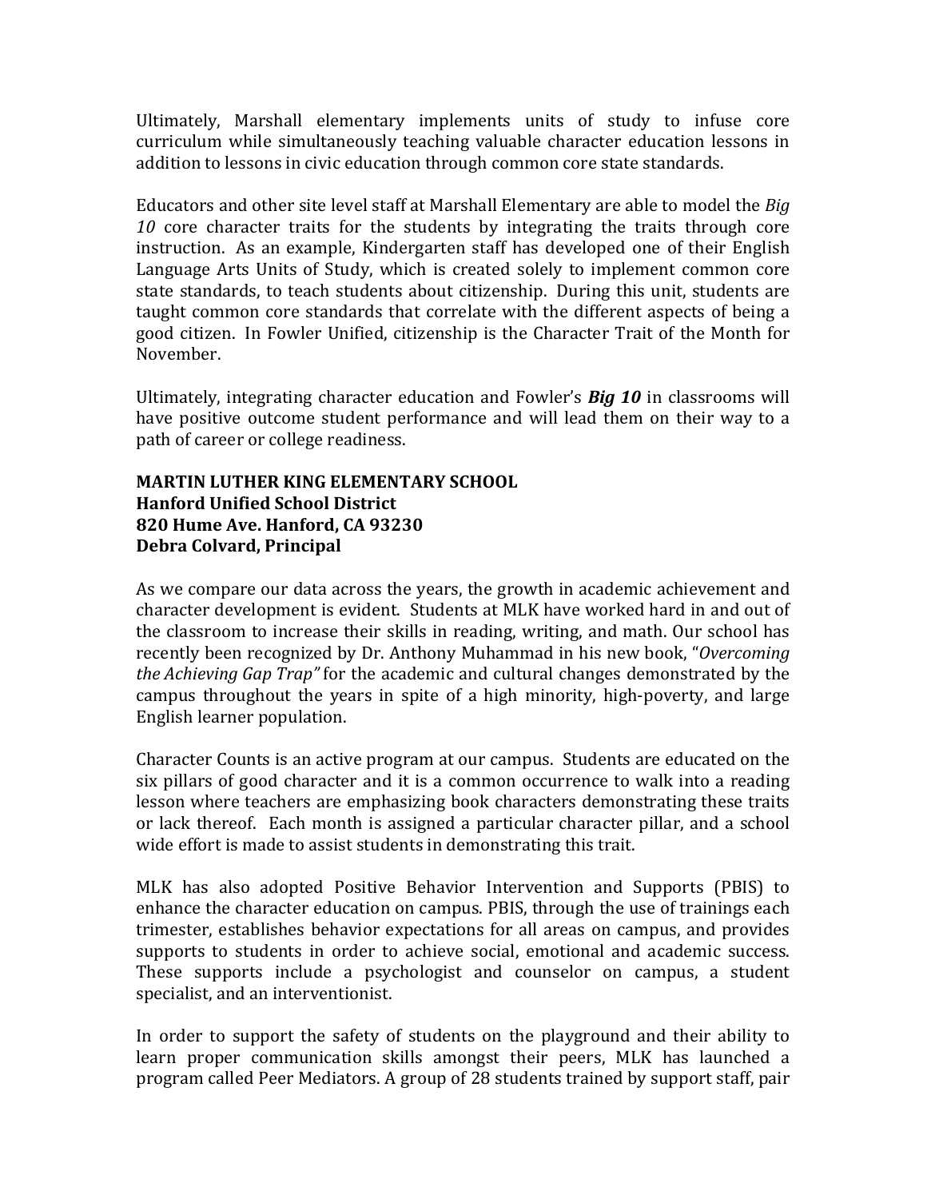Ultimately, Marshall elementary implements units of study to infuse core curriculum while simultaneously teaching valuable character education lessons in addition to lessons in civic education through common core state standards.

Educators and other site level staff at Marshall Elementary are able to model the *Big 10* core character traits for the students by integrating the traits through core instruction. As an example, Kindergarten staff has developed one of their English Language Arts Units of Study, which is created solely to implement common core state standards, to teach students about citizenship. During this unit, students are taught common core standards that correlate with the different aspects of being a good citizen. In Fowler Unified, citizenship is the Character Trait of the Month for November.

Ultimately, integrating character education and Fowler's ***Big 10*** in classrooms will have positive outcome student performance and will lead them on their way to a path of career or college readiness.

**MARTIN LUTHER KING ELEMENTARY SCHOOL**
**Hanford Unified School District**
**820 Hume Ave. Hanford, CA 93230**
**Debra Colvard, Principal**

As we compare our data across the years, the growth in academic achievement and character development is evident. Students at MLK have worked hard in and out of the classroom to increase their skills in reading, writing, and math. Our school has recently been recognized by Dr. Anthony Muhammad in his new book, "*Overcoming the Achieving Gap Trap"* for the academic and cultural changes demonstrated by the campus throughout the years in spite of a high minority, high-poverty, and large English learner population.

Character Counts is an active program at our campus. Students are educated on the six pillars of good character and it is a common occurrence to walk into a reading lesson where teachers are emphasizing book characters demonstrating these traits or lack thereof. Each month is assigned a particular character pillar, and a school wide effort is made to assist students in demonstrating this trait.

MLK has also adopted Positive Behavior Intervention and Supports (PBIS) to enhance the character education on campus. PBIS, through the use of trainings each trimester, establishes behavior expectations for all areas on campus, and provides supports to students in order to achieve social, emotional and academic success. These supports include a psychologist and counselor on campus, a student specialist, and an interventionist.

In order to support the safety of students on the playground and their ability to learn proper communication skills amongst their peers, MLK has launched a program called Peer Mediators. A group of 28 students trained by support staff, pair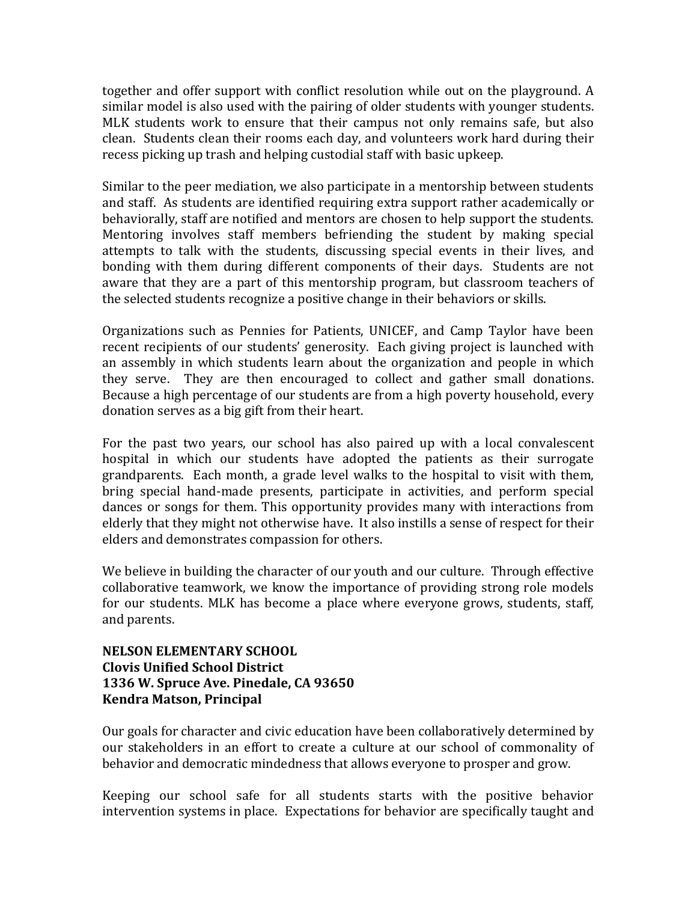together and offer support with conflict resolution while out on the playground. A similar model is also used with the pairing of older students with younger students. MLK students work to ensure that their campus not only remains safe, but also clean. Students clean their rooms each day, and volunteers work hard during their recess picking up trash and helping custodial staff with basic upkeep.

Similar to the peer mediation, we also participate in a mentorship between students and staff. As students are identified requiring extra support rather academically or behaviorally, staff are notified and mentors are chosen to help support the students. Mentoring involves staff members befriending the student by making special attempts to talk with the students, discussing special events in their lives, and bonding with them during different components of their days. Students are not aware that they are a part of this mentorship program, but classroom teachers of the selected students recognize a positive change in their behaviors or skills.

Organizations such as Pennies for Patients, UNICEF, and Camp Taylor have been recent recipients of our students' generosity. Each giving project is launched with an assembly in which students learn about the organization and people in which they serve. They are then encouraged to collect and gather small donations. Because a high percentage of our students are from a high poverty household, every donation serves as a big gift from their heart.

For the past two years, our school has also paired up with a local convalescent hospital in which our students have adopted the patients as their surrogate grandparents. Each month, a grade level walks to the hospital to visit with them, bring special hand-made presents, participate in activities, and perform special dances or songs for them. This opportunity provides many with interactions from elderly that they might not otherwise have. It also instills a sense of respect for their elders and demonstrates compassion for others.

We believe in building the character of our youth and our culture. Through effective collaborative teamwork, we know the importance of providing strong role models for our students. MLK has become a place where everyone grows, students, staff, and parents.

**NELSON ELEMENTARY SCHOOL**
**Clovis Unified School District**
**1336 W. Spruce Ave. Pinedale, CA 93650**
**Kendra Matson, Principal**

Our goals for character and civic education have been collaboratively determined by our stakeholders in an effort to create a culture at our school of commonality of behavior and democratic mindedness that allows everyone to prosper and grow.

Keeping our school safe for all students starts with the positive behavior intervention systems in place. Expectations for behavior are specifically taught and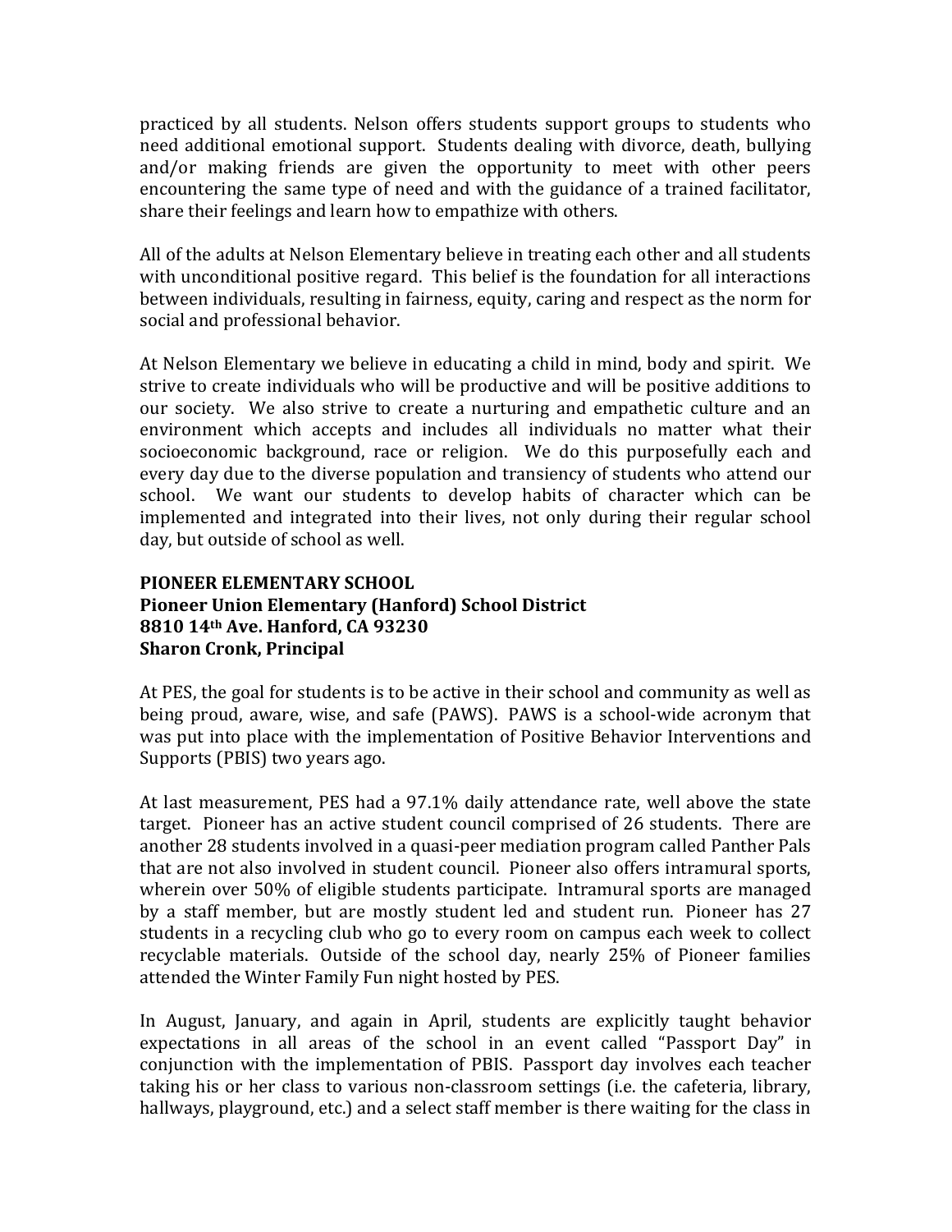practiced by all students. Nelson offers students support groups to students who need additional emotional support. Students dealing with divorce, death, bullying and/or making friends are given the opportunity to meet with other peers encountering the same type of need and with the guidance of a trained facilitator, share their feelings and learn how to empathize with others.

All of the adults at Nelson Elementary believe in treating each other and all students with unconditional positive regard. This belief is the foundation for all interactions between individuals, resulting in fairness, equity, caring and respect as the norm for social and professional behavior.

At Nelson Elementary we believe in educating a child in mind, body and spirit. We strive to create individuals who will be productive and will be positive additions to our society. We also strive to create a nurturing and empathetic culture and an environment which accepts and includes all individuals no matter what their socioeconomic background, race or religion. We do this purposefully each and every day due to the diverse population and transiency of students who attend our school. We want our students to develop habits of character which can be implemented and integrated into their lives, not only during their regular school day, but outside of school as well.

**PIONEER ELEMENTARY SCHOOL**
**Pioneer Union Elementary (Hanford) School District**
**8810 14th Ave. Hanford, CA 93230**
**Sharon Cronk, Principal**

At PES, the goal for students is to be active in their school and community as well as being proud, aware, wise, and safe (PAWS). PAWS is a school-wide acronym that was put into place with the implementation of Positive Behavior Interventions and Supports (PBIS) two years ago.

At last measurement, PES had a 97.1% daily attendance rate, well above the state target. Pioneer has an active student council comprised of 26 students. There are another 28 students involved in a quasi-peer mediation program called Panther Pals that are not also involved in student council. Pioneer also offers intramural sports, wherein over 50% of eligible students participate. Intramural sports are managed by a staff member, but are mostly student led and student run. Pioneer has 27 students in a recycling club who go to every room on campus each week to collect recyclable materials. Outside of the school day, nearly 25% of Pioneer families attended the Winter Family Fun night hosted by PES.

In August, January, and again in April, students are explicitly taught behavior expectations in all areas of the school in an event called "Passport Day" in conjunction with the implementation of PBIS. Passport day involves each teacher taking his or her class to various non-classroom settings (i.e. the cafeteria, library, hallways, playground, etc.) and a select staff member is there waiting for the class in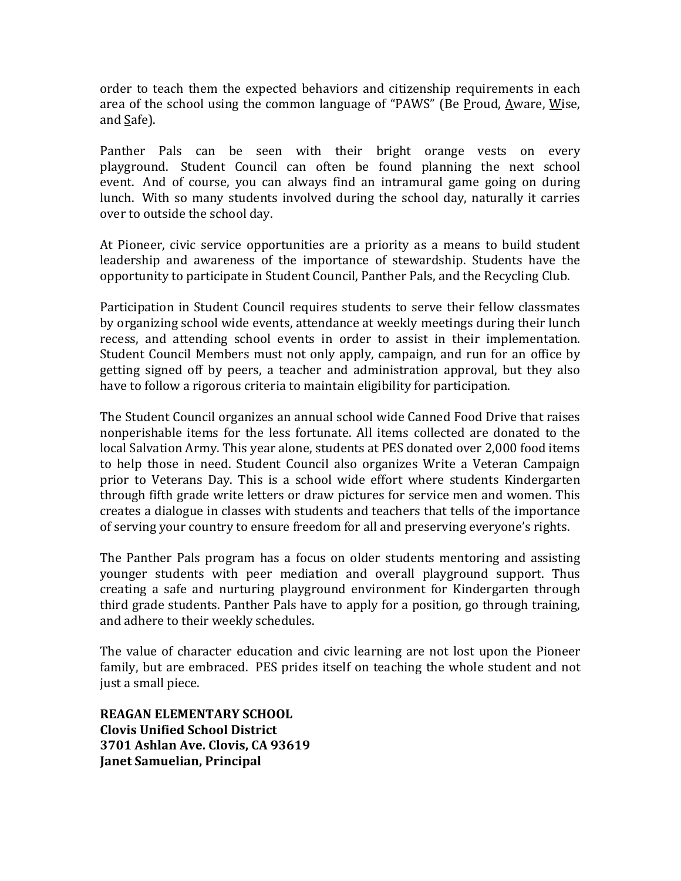order to teach them the expected behaviors and citizenship requirements in each area of the school using the common language of "PAWS" (Be Proud, Aware, Wise, and Safe).

Panther Pals can be seen with their bright orange vests on every playground. Student Council can often be found planning the next school event. And of course, you can always find an intramural game going on during lunch. With so many students involved during the school day, naturally it carries over to outside the school day.

At Pioneer, civic service opportunities are a priority as a means to build student leadership and awareness of the importance of stewardship. Students have the opportunity to participate in Student Council, Panther Pals, and the Recycling Club.

Participation in Student Council requires students to serve their fellow classmates by organizing school wide events, attendance at weekly meetings during their lunch recess, and attending school events in order to assist in their implementation. Student Council Members must not only apply, campaign, and run for an office by getting signed off by peers, a teacher and administration approval, but they also have to follow a rigorous criteria to maintain eligibility for participation.

The Student Council organizes an annual school wide Canned Food Drive that raises nonperishable items for the less fortunate. All items collected are donated to the local Salvation Army. This year alone, students at PES donated over 2,000 food items to help those in need. Student Council also organizes Write a Veteran Campaign prior to Veterans Day. This is a school wide effort where students Kindergarten through fifth grade write letters or draw pictures for service men and women. This creates a dialogue in classes with students and teachers that tells of the importance of serving your country to ensure freedom for all and preserving everyone's rights.

The Panther Pals program has a focus on older students mentoring and assisting younger students with peer mediation and overall playground support. Thus creating a safe and nurturing playground environment for Kindergarten through third grade students. Panther Pals have to apply for a position, go through training, and adhere to their weekly schedules.

The value of character education and civic learning are not lost upon the Pioneer family, but are embraced. PES prides itself on teaching the whole student and not just a small piece.

**REAGAN ELEMENTARY SCHOOL**
**Clovis Unified School District**
**3701 Ashlan Ave. Clovis, CA 93619**
**Janet Samuelian, Principal**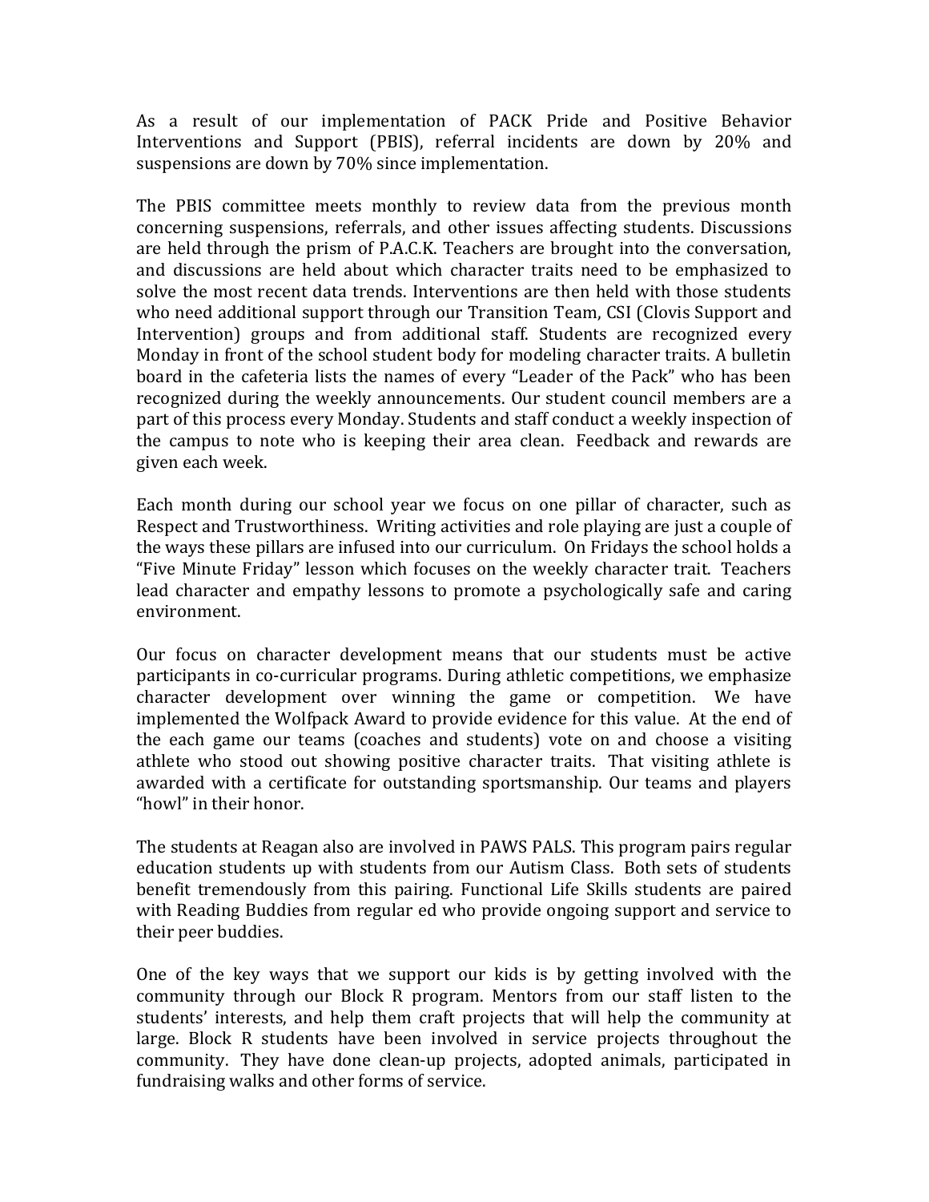As a result of our implementation of PACK Pride and Positive Behavior Interventions and Support (PBIS), referral incidents are down by 20% and suspensions are down by 70% since implementation.

The PBIS committee meets monthly to review data from the previous month concerning suspensions, referrals, and other issues affecting students. Discussions are held through the prism of P.A.C.K. Teachers are brought into the conversation, and discussions are held about which character traits need to be emphasized to solve the most recent data trends. Interventions are then held with those students who need additional support through our Transition Team, CSI (Clovis Support and Intervention) groups and from additional staff. Students are recognized every Monday in front of the school student body for modeling character traits. A bulletin board in the cafeteria lists the names of every "Leader of the Pack" who has been recognized during the weekly announcements. Our student council members are a part of this process every Monday. Students and staff conduct a weekly inspection of the campus to note who is keeping their area clean. Feedback and rewards are given each week.

Each month during our school year we focus on one pillar of character, such as Respect and Trustworthiness. Writing activities and role playing are just a couple of the ways these pillars are infused into our curriculum. On Fridays the school holds a "Five Minute Friday" lesson which focuses on the weekly character trait. Teachers lead character and empathy lessons to promote a psychologically safe and caring environment.

Our focus on character development means that our students must be active participants in co-curricular programs. During athletic competitions, we emphasize character development over winning the game or competition. We have implemented the Wolfpack Award to provide evidence for this value. At the end of the each game our teams (coaches and students) vote on and choose a visiting athlete who stood out showing positive character traits. That visiting athlete is awarded with a certificate for outstanding sportsmanship. Our teams and players "howl" in their honor.

The students at Reagan also are involved in PAWS PALS. This program pairs regular education students up with students from our Autism Class. Both sets of students benefit tremendously from this pairing. Functional Life Skills students are paired with Reading Buddies from regular ed who provide ongoing support and service to their peer buddies.

One of the key ways that we support our kids is by getting involved with the community through our Block R program. Mentors from our staff listen to the students' interests, and help them craft projects that will help the community at large. Block R students have been involved in service projects throughout the community. They have done clean-up projects, adopted animals, participated in fundraising walks and other forms of service.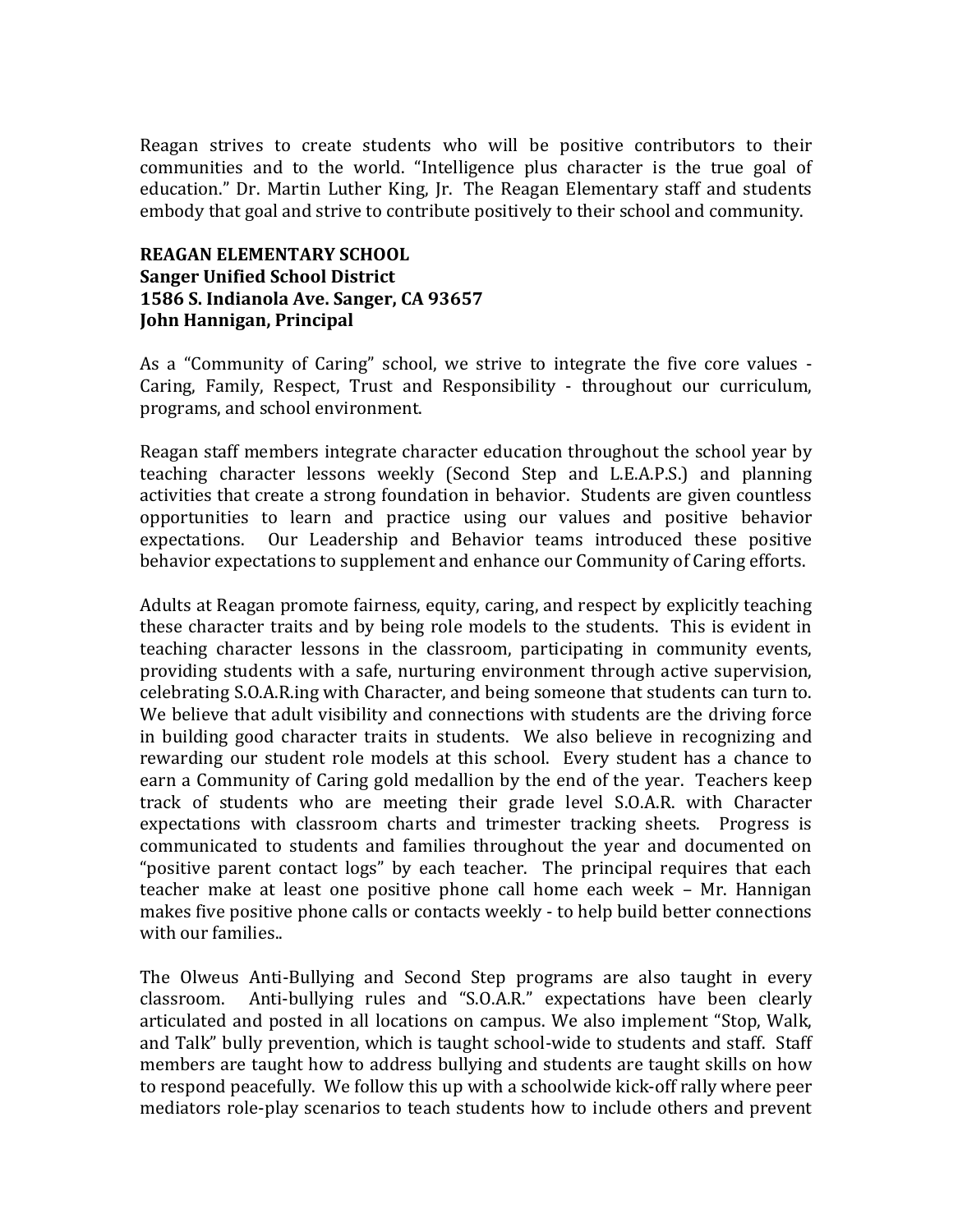Reagan strives to create students who will be positive contributors to their communities and to the world. "Intelligence plus character is the true goal of education." Dr. Martin Luther King, Jr. The Reagan Elementary staff and students embody that goal and strive to contribute positively to their school and community.

**REAGAN ELEMENTARY SCHOOL**
**Sanger Unified School District**
**1586 S. Indianola Ave. Sanger, CA 93657**
**John Hannigan, Principal**

As a "Community of Caring" school, we strive to integrate the five core values - Caring, Family, Respect, Trust and Responsibility - throughout our curriculum, programs, and school environment.

Reagan staff members integrate character education throughout the school year by teaching character lessons weekly (Second Step and L.E.A.P.S.) and planning activities that create a strong foundation in behavior. Students are given countless opportunities to learn and practice using our values and positive behavior expectations. Our Leadership and Behavior teams introduced these positive behavior expectations to supplement and enhance our Community of Caring efforts.

Adults at Reagan promote fairness, equity, caring, and respect by explicitly teaching these character traits and by being role models to the students. This is evident in teaching character lessons in the classroom, participating in community events, providing students with a safe, nurturing environment through active supervision, celebrating S.O.A.R.ing with Character, and being someone that students can turn to. We believe that adult visibility and connections with students are the driving force in building good character traits in students. We also believe in recognizing and rewarding our student role models at this school. Every student has a chance to earn a Community of Caring gold medallion by the end of the year. Teachers keep track of students who are meeting their grade level S.O.A.R. with Character expectations with classroom charts and trimester tracking sheets. Progress is communicated to students and families throughout the year and documented on "positive parent contact logs" by each teacher. The principal requires that each teacher make at least one positive phone call home each week – Mr. Hannigan makes five positive phone calls or contacts weekly - to help build better connections with our families..

The Olweus Anti-Bullying and Second Step programs are also taught in every classroom. Anti-bullying rules and "S.O.A.R." expectations have been clearly articulated and posted in all locations on campus. We also implement "Stop, Walk, and Talk" bully prevention, which is taught school-wide to students and staff. Staff members are taught how to address bullying and students are taught skills on how to respond peacefully. We follow this up with a schoolwide kick-off rally where peer mediators role-play scenarios to teach students how to include others and prevent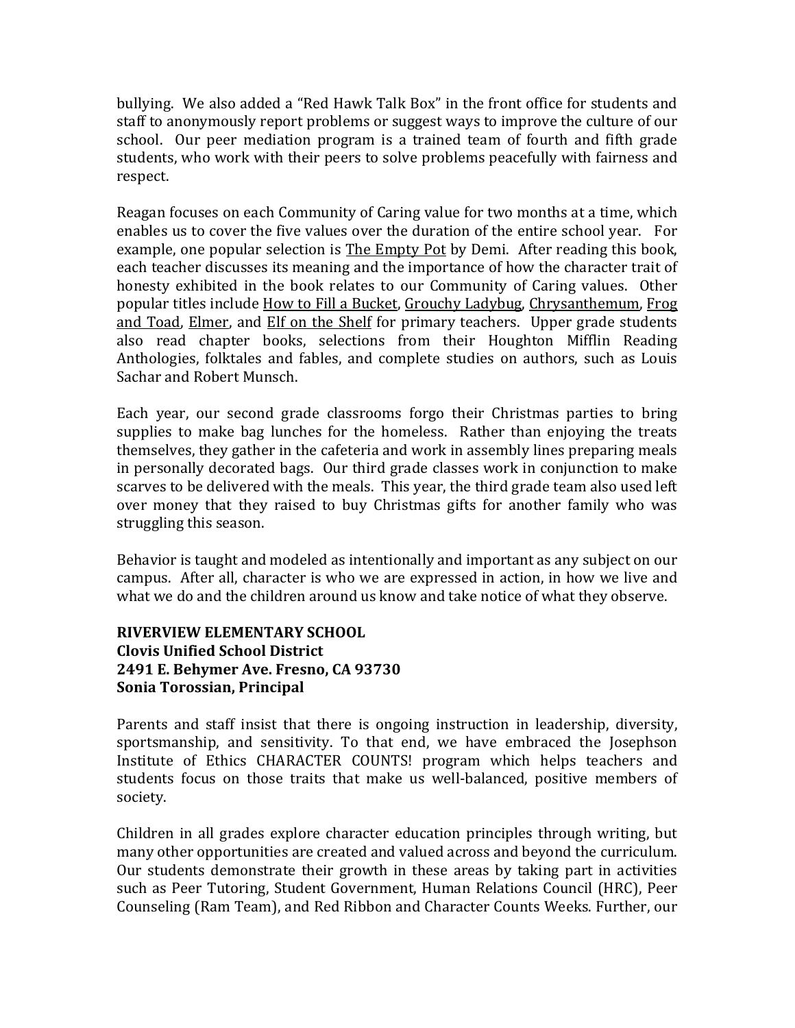bullying. We also added a "Red Hawk Talk Box" in the front office for students and staff to anonymously report problems or suggest ways to improve the culture of our school. Our peer mediation program is a trained team of fourth and fifth grade students, who work with their peers to solve problems peacefully with fairness and respect.

Reagan focuses on each Community of Caring value for two months at a time, which enables us to cover the five values over the duration of the entire school year. For example, one popular selection is The Empty Pot by Demi. After reading this book, each teacher discusses its meaning and the importance of how the character trait of honesty exhibited in the book relates to our Community of Caring values. Other popular titles include How to Fill a Bucket, Grouchy Ladybug, Chrysanthemum, Frog and Toad, Elmer, and Elf on the Shelf for primary teachers. Upper grade students also read chapter books, selections from their Houghton Mifflin Reading Anthologies, folktales and fables, and complete studies on authors, such as Louis Sachar and Robert Munsch.

Each year, our second grade classrooms forgo their Christmas parties to bring supplies to make bag lunches for the homeless. Rather than enjoying the treats themselves, they gather in the cafeteria and work in assembly lines preparing meals in personally decorated bags. Our third grade classes work in conjunction to make scarves to be delivered with the meals. This year, the third grade team also used left over money that they raised to buy Christmas gifts for another family who was struggling this season.

Behavior is taught and modeled as intentionally and important as any subject on our campus. After all, character is who we are expressed in action, in how we live and what we do and the children around us know and take notice of what they observe.

**RIVERVIEW ELEMENTARY SCHOOL**
**Clovis Unified School District**
**2491 E. Behymer Ave. Fresno, CA 93730**
**Sonia Torossian, Principal**

Parents and staff insist that there is ongoing instruction in leadership, diversity, sportsmanship, and sensitivity. To that end, we have embraced the Josephson Institute of Ethics CHARACTER COUNTS! program which helps teachers and students focus on those traits that make us well-balanced, positive members of society.

Children in all grades explore character education principles through writing, but many other opportunities are created and valued across and beyond the curriculum. Our students demonstrate their growth in these areas by taking part in activities such as Peer Tutoring, Student Government, Human Relations Council (HRC), Peer Counseling (Ram Team), and Red Ribbon and Character Counts Weeks. Further, our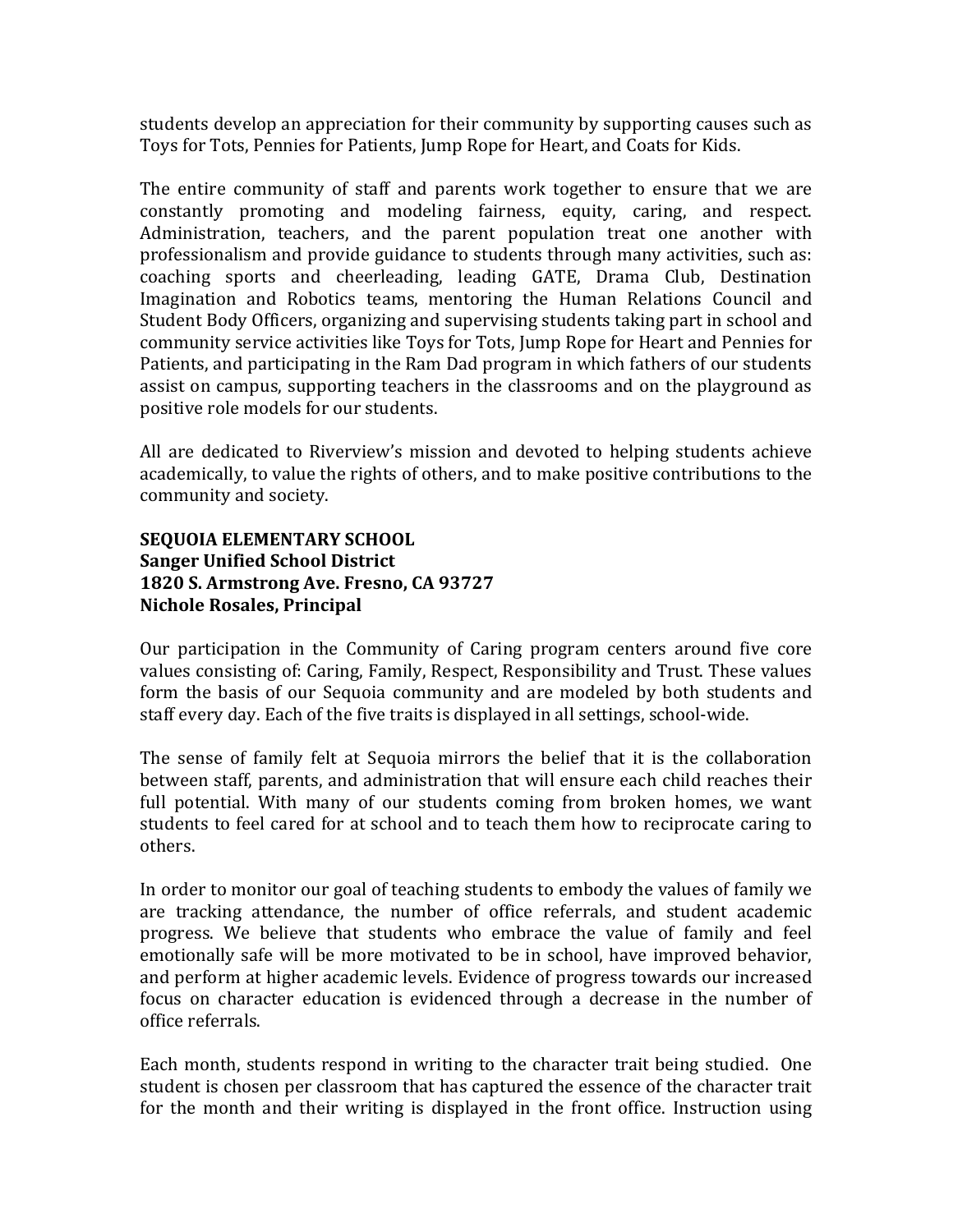students develop an appreciation for their community by supporting causes such as Toys for Tots, Pennies for Patients, Jump Rope for Heart, and Coats for Kids.

The entire community of staff and parents work together to ensure that we are constantly promoting and modeling fairness, equity, caring, and respect. Administration, teachers, and the parent population treat one another with professionalism and provide guidance to students through many activities, such as: coaching sports and cheerleading, leading GATE, Drama Club, Destination Imagination and Robotics teams, mentoring the Human Relations Council and Student Body Officers, organizing and supervising students taking part in school and community service activities like Toys for Tots, Jump Rope for Heart and Pennies for Patients, and participating in the Ram Dad program in which fathers of our students assist on campus, supporting teachers in the classrooms and on the playground as positive role models for our students.

All are dedicated to Riverview's mission and devoted to helping students achieve academically, to value the rights of others, and to make positive contributions to the community and society.

**SEQUOIA ELEMENTARY SCHOOL**
**Sanger Unified School District**
**1820 S. Armstrong Ave. Fresno, CA 93727**
**Nichole Rosales, Principal**

Our participation in the Community of Caring program centers around five core values consisting of: Caring, Family, Respect, Responsibility and Trust. These values form the basis of our Sequoia community and are modeled by both students and staff every day. Each of the five traits is displayed in all settings, school-wide.

The sense of family felt at Sequoia mirrors the belief that it is the collaboration between staff, parents, and administration that will ensure each child reaches their full potential. With many of our students coming from broken homes, we want students to feel cared for at school and to teach them how to reciprocate caring to others.

In order to monitor our goal of teaching students to embody the values of family we are tracking attendance, the number of office referrals, and student academic progress. We believe that students who embrace the value of family and feel emotionally safe will be more motivated to be in school, have improved behavior, and perform at higher academic levels. Evidence of progress towards our increased focus on character education is evidenced through a decrease in the number of office referrals.

Each month, students respond in writing to the character trait being studied. One student is chosen per classroom that has captured the essence of the character trait for the month and their writing is displayed in the front office. Instruction using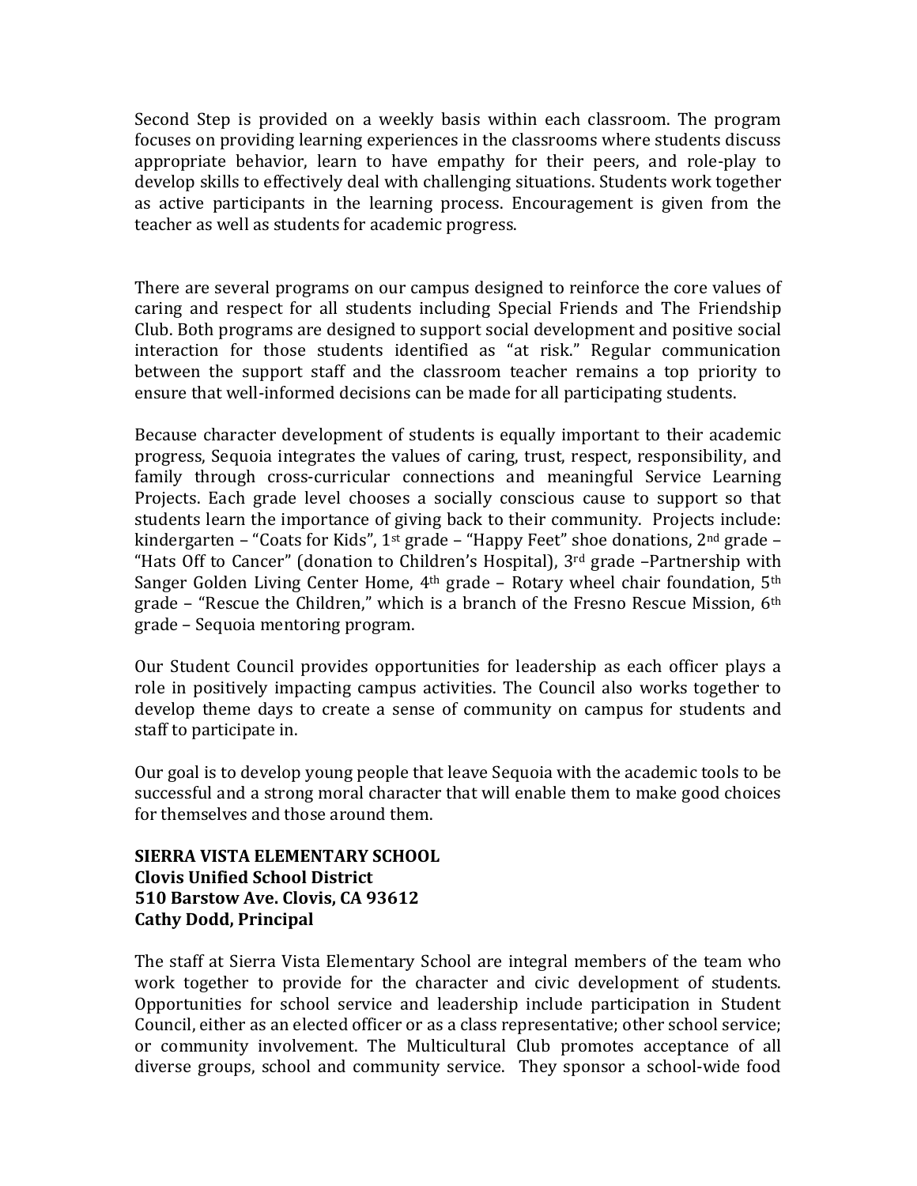Second Step is provided on a weekly basis within each classroom. The program focuses on providing learning experiences in the classrooms where students discuss appropriate behavior, learn to have empathy for their peers, and role-play to develop skills to effectively deal with challenging situations. Students work together as active participants in the learning process. Encouragement is given from the teacher as well as students for academic progress.

There are several programs on our campus designed to reinforce the core values of caring and respect for all students including Special Friends and The Friendship Club. Both programs are designed to support social development and positive social interaction for those students identified as "at risk." Regular communication between the support staff and the classroom teacher remains a top priority to ensure that well-informed decisions can be made for all participating students.

Because character development of students is equally important to their academic progress, Sequoia integrates the values of caring, trust, respect, responsibility, and family through cross-curricular connections and meaningful Service Learning Projects. Each grade level chooses a socially conscious cause to support so that students learn the importance of giving back to their community. Projects include: kindergarten – "Coats for Kids", 1st grade – "Happy Feet" shoe donations, 2nd grade – "Hats Off to Cancer" (donation to Children's Hospital), 3rd grade –Partnership with Sanger Golden Living Center Home, 4th grade – Rotary wheel chair foundation, 5th grade – "Rescue the Children," which is a branch of the Fresno Rescue Mission, 6th grade – Sequoia mentoring program.

Our Student Council provides opportunities for leadership as each officer plays a role in positively impacting campus activities. The Council also works together to develop theme days to create a sense of community on campus for students and staff to participate in.

Our goal is to develop young people that leave Sequoia with the academic tools to be successful and a strong moral character that will enable them to make good choices for themselves and those around them.

**SIERRA VISTA ELEMENTARY SCHOOL**
**Clovis Unified School District**
**510 Barstow Ave. Clovis, CA 93612**
**Cathy Dodd, Principal**

The staff at Sierra Vista Elementary School are integral members of the team who work together to provide for the character and civic development of students. Opportunities for school service and leadership include participation in Student Council, either as an elected officer or as a class representative; other school service; or community involvement. The Multicultural Club promotes acceptance of all diverse groups, school and community service. They sponsor a school-wide food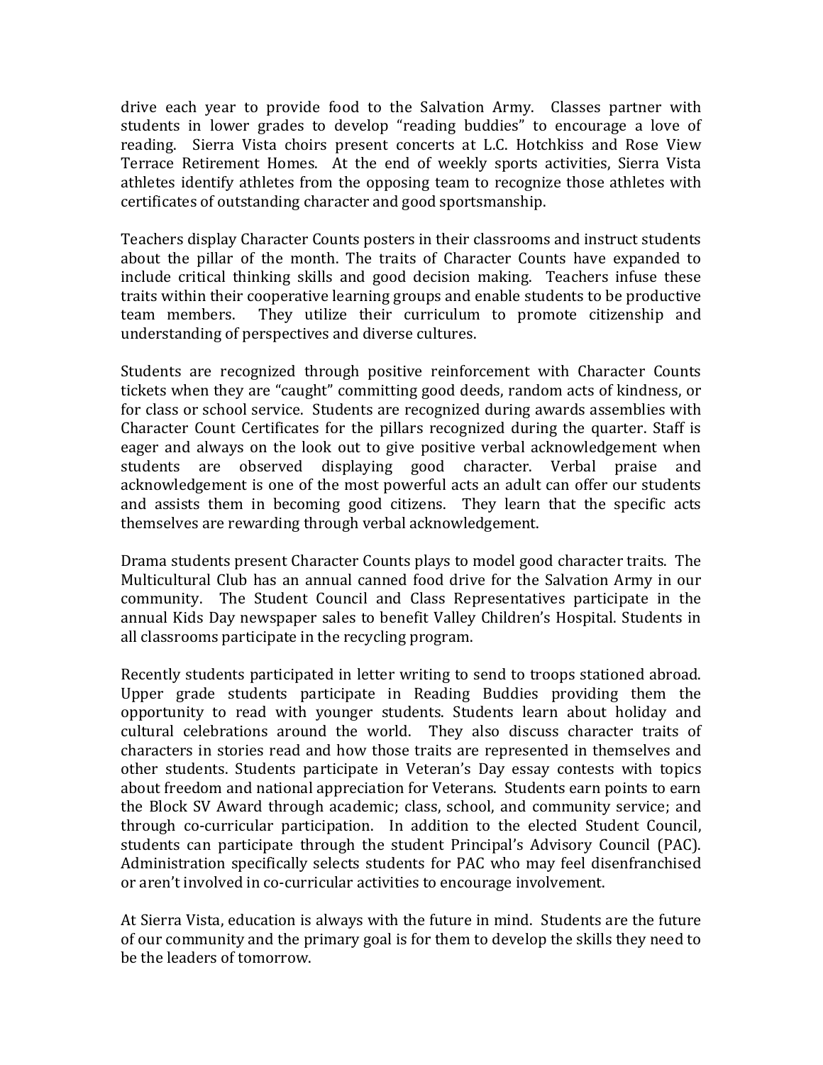drive each year to provide food to the Salvation Army. Classes partner with students in lower grades to develop "reading buddies" to encourage a love of reading. Sierra Vista choirs present concerts at L.C. Hotchkiss and Rose View Terrace Retirement Homes. At the end of weekly sports activities, Sierra Vista athletes identify athletes from the opposing team to recognize those athletes with certificates of outstanding character and good sportsmanship.

Teachers display Character Counts posters in their classrooms and instruct students about the pillar of the month. The traits of Character Counts have expanded to include critical thinking skills and good decision making. Teachers infuse these traits within their cooperative learning groups and enable students to be productive team members. They utilize their curriculum to promote citizenship and understanding of perspectives and diverse cultures.

Students are recognized through positive reinforcement with Character Counts tickets when they are "caught" committing good deeds, random acts of kindness, or for class or school service. Students are recognized during awards assemblies with Character Count Certificates for the pillars recognized during the quarter. Staff is eager and always on the look out to give positive verbal acknowledgement when students are observed displaying good character. Verbal praise and acknowledgement is one of the most powerful acts an adult can offer our students and assists them in becoming good citizens. They learn that the specific acts themselves are rewarding through verbal acknowledgement.

Drama students present Character Counts plays to model good character traits. The Multicultural Club has an annual canned food drive for the Salvation Army in our community. The Student Council and Class Representatives participate in the annual Kids Day newspaper sales to benefit Valley Children's Hospital. Students in all classrooms participate in the recycling program.

Recently students participated in letter writing to send to troops stationed abroad. Upper grade students participate in Reading Buddies providing them the opportunity to read with younger students. Students learn about holiday and cultural celebrations around the world. They also discuss character traits of characters in stories read and how those traits are represented in themselves and other students. Students participate in Veteran's Day essay contests with topics about freedom and national appreciation for Veterans. Students earn points to earn the Block SV Award through academic; class, school, and community service; and through co-curricular participation. In addition to the elected Student Council, students can participate through the student Principal's Advisory Council (PAC). Administration specifically selects students for PAC who may feel disenfranchised or aren't involved in co-curricular activities to encourage involvement.

At Sierra Vista, education is always with the future in mind. Students are the future of our community and the primary goal is for them to develop the skills they need to be the leaders of tomorrow.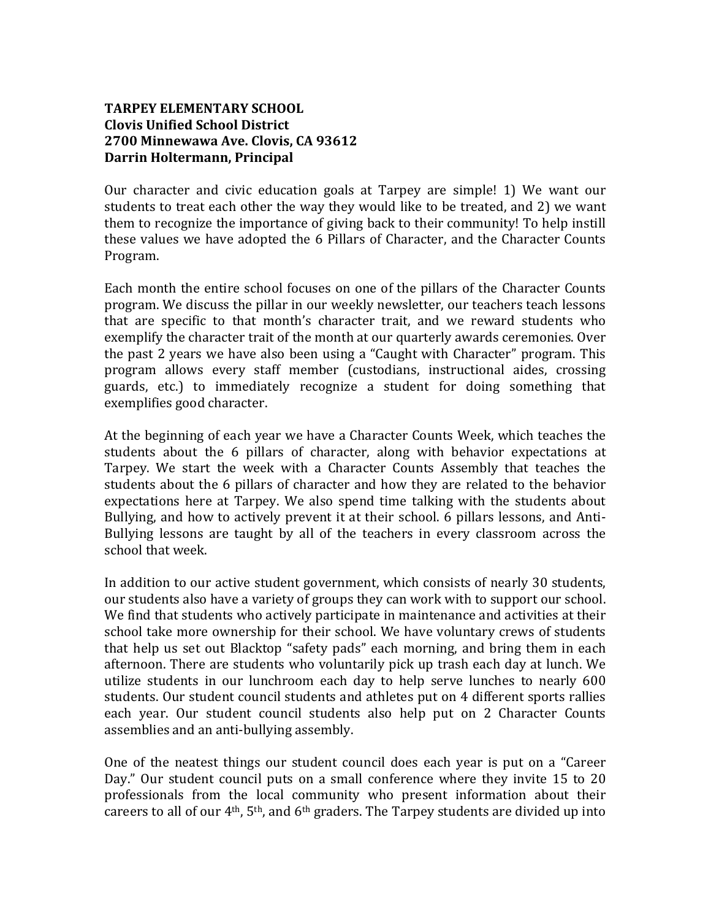**TARPEY ELEMENTARY SCHOOL**
**Clovis Unified School District**
**2700 Minnewawa Ave. Clovis, CA 93612**
**Darrin Holtermann, Principal**

Our character and civic education goals at Tarpey are simple! 1) We want our students to treat each other the way they would like to be treated, and 2) we want them to recognize the importance of giving back to their community! To help instill these values we have adopted the 6 Pillars of Character, and the Character Counts Program.

Each month the entire school focuses on one of the pillars of the Character Counts program. We discuss the pillar in our weekly newsletter, our teachers teach lessons that are specific to that month's character trait, and we reward students who exemplify the character trait of the month at our quarterly awards ceremonies. Over the past 2 years we have also been using a "Caught with Character" program. This program allows every staff member (custodians, instructional aides, crossing guards, etc.) to immediately recognize a student for doing something that exemplifies good character.

At the beginning of each year we have a Character Counts Week, which teaches the students about the 6 pillars of character, along with behavior expectations at Tarpey. We start the week with a Character Counts Assembly that teaches the students about the 6 pillars of character and how they are related to the behavior expectations here at Tarpey. We also spend time talking with the students about Bullying, and how to actively prevent it at their school. 6 pillars lessons, and Anti-Bullying lessons are taught by all of the teachers in every classroom across the school that week.

In addition to our active student government, which consists of nearly 30 students, our students also have a variety of groups they can work with to support our school. We find that students who actively participate in maintenance and activities at their school take more ownership for their school. We have voluntary crews of students that help us set out Blacktop "safety pads" each morning, and bring them in each afternoon. There are students who voluntarily pick up trash each day at lunch. We utilize students in our lunchroom each day to help serve lunches to nearly 600 students. Our student council students and athletes put on 4 different sports rallies each year. Our student council students also help put on 2 Character Counts assemblies and an anti-bullying assembly.

One of the neatest things our student council does each year is put on a "Career Day." Our student council puts on a small conference where they invite 15 to 20 professionals from the local community who present information about their careers to all of our 4th, 5th, and 6th graders. The Tarpey students are divided up into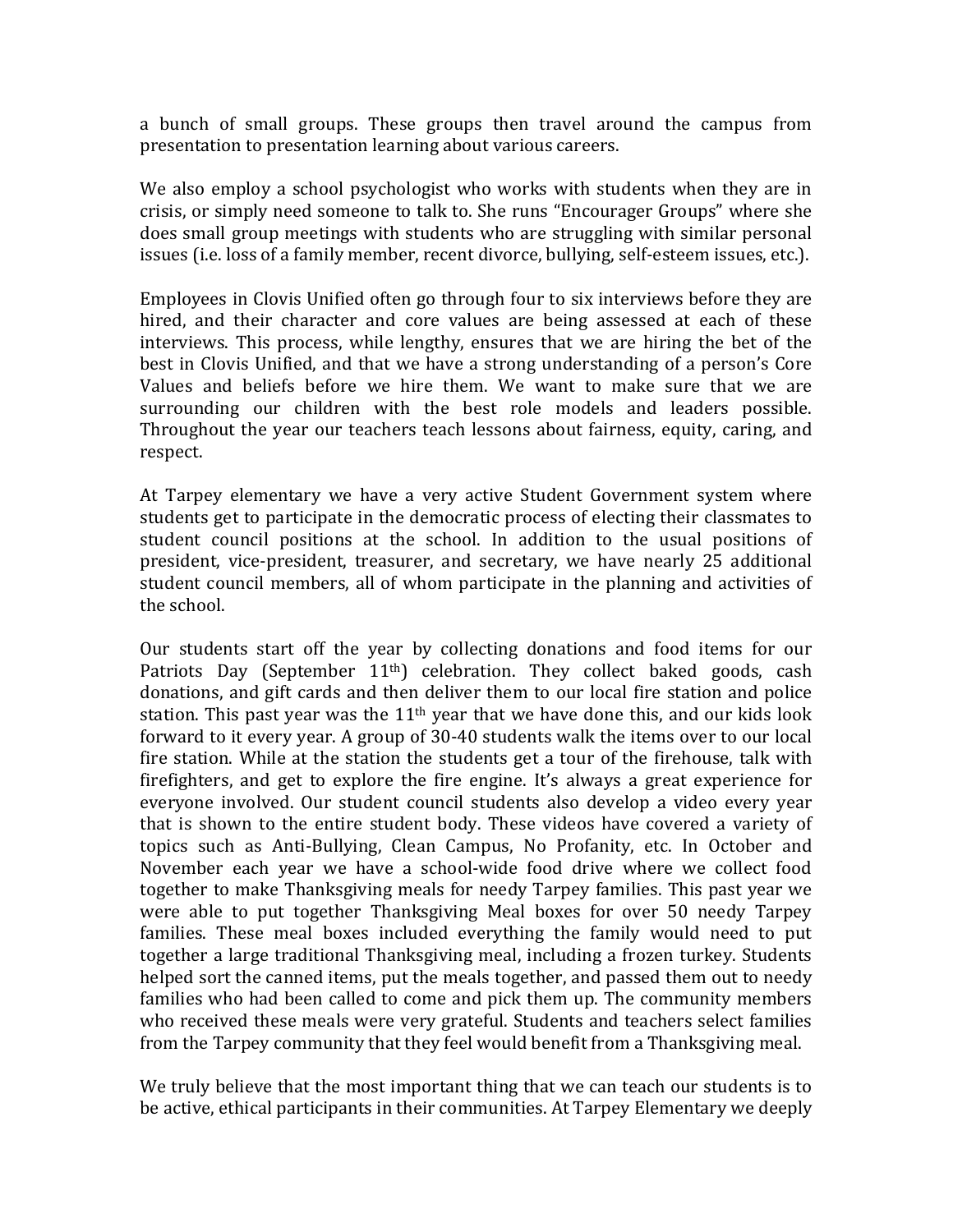a bunch of small groups. These groups then travel around the campus from presentation to presentation learning about various careers.

We also employ a school psychologist who works with students when they are in crisis, or simply need someone to talk to. She runs "Encourager Groups" where she does small group meetings with students who are struggling with similar personal issues (i.e. loss of a family member, recent divorce, bullying, self-esteem issues, etc.).

Employees in Clovis Unified often go through four to six interviews before they are hired, and their character and core values are being assessed at each of these interviews. This process, while lengthy, ensures that we are hiring the bet of the best in Clovis Unified, and that we have a strong understanding of a person's Core Values and beliefs before we hire them. We want to make sure that we are surrounding our children with the best role models and leaders possible. Throughout the year our teachers teach lessons about fairness, equity, caring, and respect.

At Tarpey elementary we have a very active Student Government system where students get to participate in the democratic process of electing their classmates to student council positions at the school. In addition to the usual positions of president, vice-president, treasurer, and secretary, we have nearly 25 additional student council members, all of whom participate in the planning and activities of the school.

Our students start off the year by collecting donations and food items for our Patriots Day (September 11th) celebration. They collect baked goods, cash donations, and gift cards and then deliver them to our local fire station and police station. This past year was the 11th year that we have done this, and our kids look forward to it every year. A group of 30-40 students walk the items over to our local fire station. While at the station the students get a tour of the firehouse, talk with firefighters, and get to explore the fire engine. It's always a great experience for everyone involved. Our student council students also develop a video every year that is shown to the entire student body. These videos have covered a variety of topics such as Anti-Bullying, Clean Campus, No Profanity, etc. In October and November each year we have a school-wide food drive where we collect food together to make Thanksgiving meals for needy Tarpey families. This past year we were able to put together Thanksgiving Meal boxes for over 50 needy Tarpey families. These meal boxes included everything the family would need to put together a large traditional Thanksgiving meal, including a frozen turkey. Students helped sort the canned items, put the meals together, and passed them out to needy families who had been called to come and pick them up. The community members who received these meals were very grateful. Students and teachers select families from the Tarpey community that they feel would benefit from a Thanksgiving meal.

We truly believe that the most important thing that we can teach our students is to be active, ethical participants in their communities. At Tarpey Elementary we deeply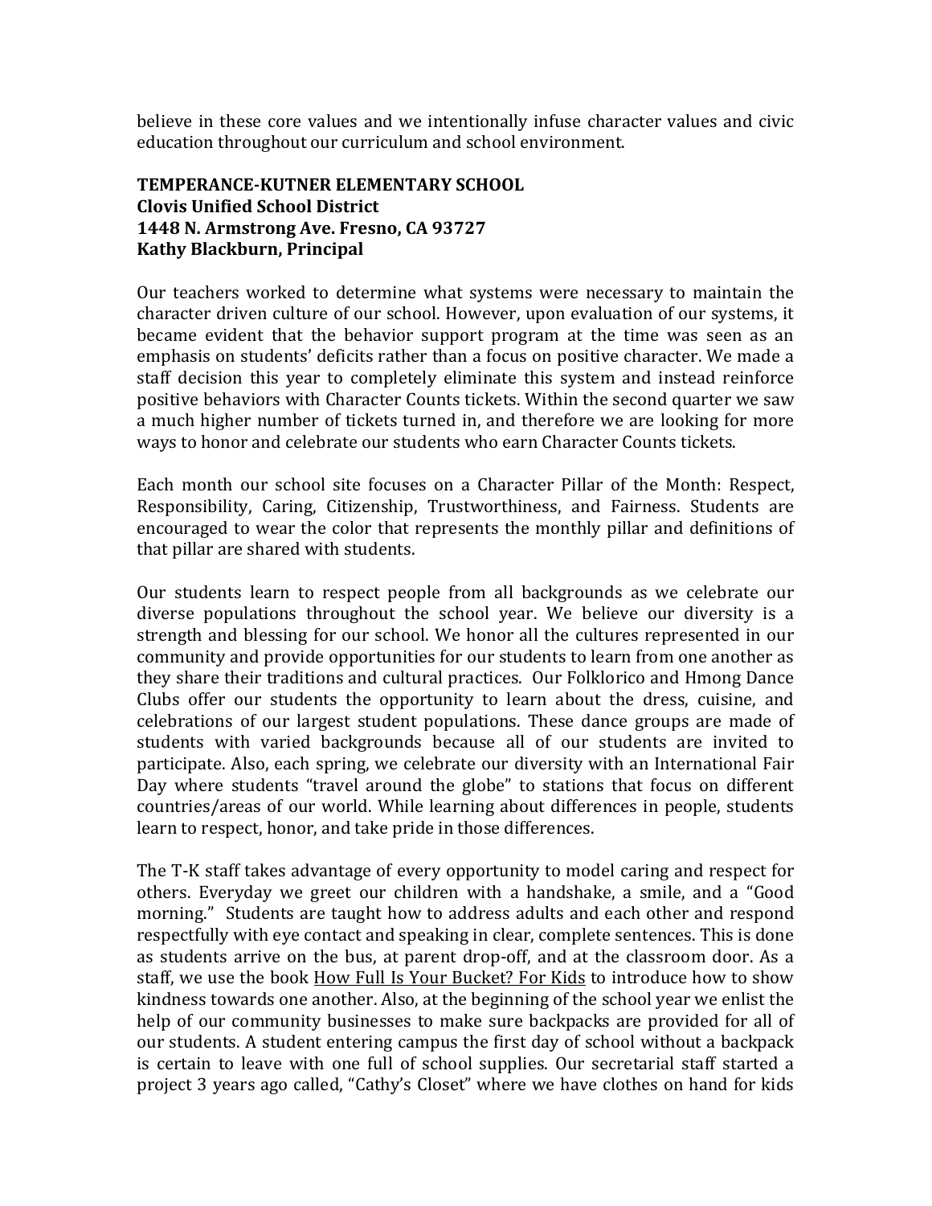believe in these core values and we intentionally infuse character values and civic education throughout our curriculum and school environment.

**TEMPERANCE-KUTNER ELEMENTARY SCHOOL**
**Clovis Unified School District**
**1448 N. Armstrong Ave. Fresno, CA 93727**
**Kathy Blackburn, Principal**

Our teachers worked to determine what systems were necessary to maintain the character driven culture of our school. However, upon evaluation of our systems, it became evident that the behavior support program at the time was seen as an emphasis on students' deficits rather than a focus on positive character. We made a staff decision this year to completely eliminate this system and instead reinforce positive behaviors with Character Counts tickets. Within the second quarter we saw a much higher number of tickets turned in, and therefore we are looking for more ways to honor and celebrate our students who earn Character Counts tickets.

Each month our school site focuses on a Character Pillar of the Month: Respect, Responsibility, Caring, Citizenship, Trustworthiness, and Fairness. Students are encouraged to wear the color that represents the monthly pillar and definitions of that pillar are shared with students.

Our students learn to respect people from all backgrounds as we celebrate our diverse populations throughout the school year. We believe our diversity is a strength and blessing for our school. We honor all the cultures represented in our community and provide opportunities for our students to learn from one another as they share their traditions and cultural practices. Our Folklorico and Hmong Dance Clubs offer our students the opportunity to learn about the dress, cuisine, and celebrations of our largest student populations. These dance groups are made of students with varied backgrounds because all of our students are invited to participate. Also, each spring, we celebrate our diversity with an International Fair Day where students "travel around the globe" to stations that focus on different countries/areas of our world. While learning about differences in people, students learn to respect, honor, and take pride in those differences.

The T-K staff takes advantage of every opportunity to model caring and respect for others. Everyday we greet our children with a handshake, a smile, and a "Good morning." Students are taught how to address adults and each other and respond respectfully with eye contact and speaking in clear, complete sentences. This is done as students arrive on the bus, at parent drop-off, and at the classroom door. As a staff, we use the book How Full Is Your Bucket? For Kids to introduce how to show kindness towards one another. Also, at the beginning of the school year we enlist the help of our community businesses to make sure backpacks are provided for all of our students. A student entering campus the first day of school without a backpack is certain to leave with one full of school supplies. Our secretarial staff started a project 3 years ago called, "Cathy's Closet" where we have clothes on hand for kids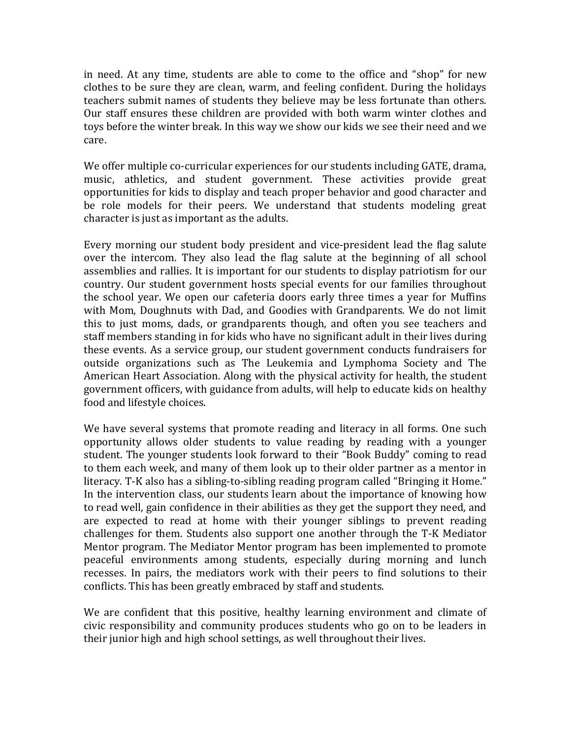in need. At any time, students are able to come to the office and "shop" for new clothes to be sure they are clean, warm, and feeling confident. During the holidays teachers submit names of students they believe may be less fortunate than others. Our staff ensures these children are provided with both warm winter clothes and toys before the winter break. In this way we show our kids we see their need and we care.

We offer multiple co-curricular experiences for our students including GATE, drama, music, athletics, and student government. These activities provide great opportunities for kids to display and teach proper behavior and good character and be role models for their peers. We understand that students modeling great character is just as important as the adults.

Every morning our student body president and vice-president lead the flag salute over the intercom. They also lead the flag salute at the beginning of all school assemblies and rallies. It is important for our students to display patriotism for our country. Our student government hosts special events for our families throughout the school year. We open our cafeteria doors early three times a year for Muffins with Mom, Doughnuts with Dad, and Goodies with Grandparents. We do not limit this to just moms, dads, or grandparents though, and often you see teachers and staff members standing in for kids who have no significant adult in their lives during these events. As a service group, our student government conducts fundraisers for outside organizations such as The Leukemia and Lymphoma Society and The American Heart Association. Along with the physical activity for health, the student government officers, with guidance from adults, will help to educate kids on healthy food and lifestyle choices.

We have several systems that promote reading and literacy in all forms. One such opportunity allows older students to value reading by reading with a younger student. The younger students look forward to their "Book Buddy" coming to read to them each week, and many of them look up to their older partner as a mentor in literacy. T-K also has a sibling-to-sibling reading program called "Bringing it Home." In the intervention class, our students learn about the importance of knowing how to read well, gain confidence in their abilities as they get the support they need, and are expected to read at home with their younger siblings to prevent reading challenges for them. Students also support one another through the T-K Mediator Mentor program. The Mediator Mentor program has been implemented to promote peaceful environments among students, especially during morning and lunch recesses. In pairs, the mediators work with their peers to find solutions to their conflicts. This has been greatly embraced by staff and students.

We are confident that this positive, healthy learning environment and climate of civic responsibility and community produces students who go on to be leaders in their junior high and high school settings, as well throughout their lives.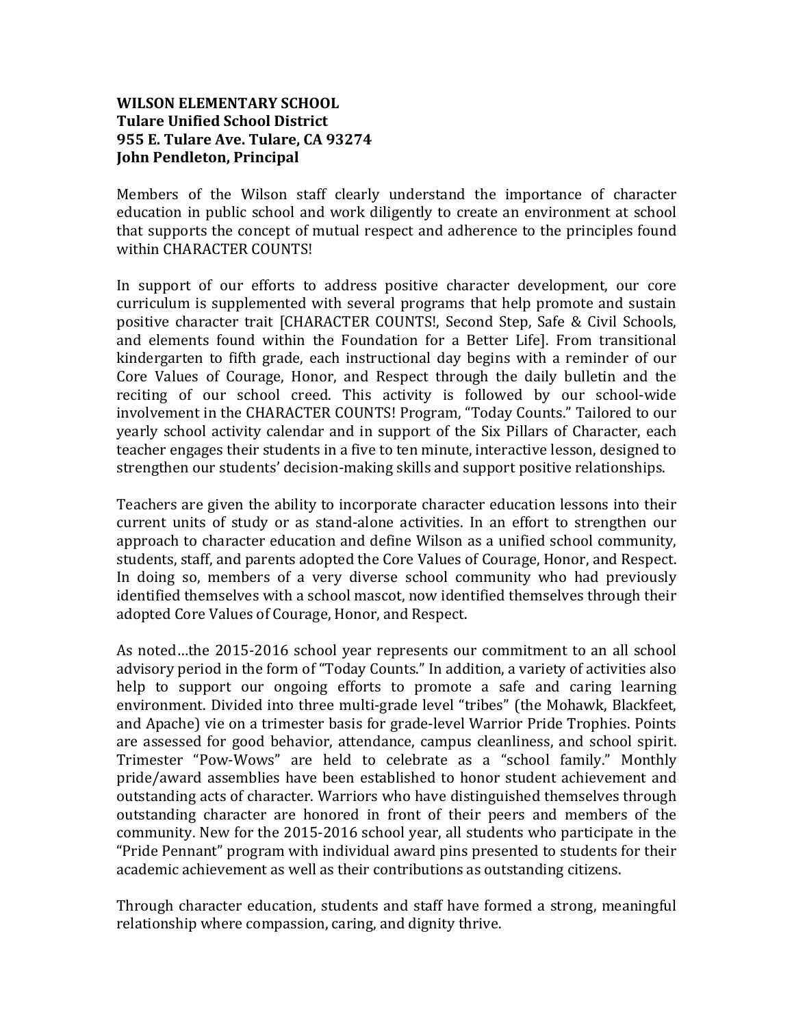**WILSON ELEMENTARY SCHOOL**
**Tulare Unified School District**
**955 E. Tulare Ave. Tulare, CA 93274**
**John Pendleton, Principal**

Members of the Wilson staff clearly understand the importance of character education in public school and work diligently to create an environment at school that supports the concept of mutual respect and adherence to the principles found within CHARACTER COUNTS!

In support of our efforts to address positive character development, our core curriculum is supplemented with several programs that help promote and sustain positive character trait [CHARACTER COUNTS!, Second Step, Safe & Civil Schools, and elements found within the Foundation for a Better Life]. From transitional kindergarten to fifth grade, each instructional day begins with a reminder of our Core Values of Courage, Honor, and Respect through the daily bulletin and the reciting of our school creed. This activity is followed by our school-wide involvement in the CHARACTER COUNTS! Program, "Today Counts." Tailored to our yearly school activity calendar and in support of the Six Pillars of Character, each teacher engages their students in a five to ten minute, interactive lesson, designed to strengthen our students' decision-making skills and support positive relationships.

Teachers are given the ability to incorporate character education lessons into their current units of study or as stand-alone activities. In an effort to strengthen our approach to character education and define Wilson as a unified school community, students, staff, and parents adopted the Core Values of Courage, Honor, and Respect. In doing so, members of a very diverse school community who had previously identified themselves with a school mascot, now identified themselves through their adopted Core Values of Courage, Honor, and Respect.

As noted…the 2015-2016 school year represents our commitment to an all school advisory period in the form of "Today Counts." In addition, a variety of activities also help to support our ongoing efforts to promote a safe and caring learning environment. Divided into three multi-grade level "tribes" (the Mohawk, Blackfeet, and Apache) vie on a trimester basis for grade-level Warrior Pride Trophies. Points are assessed for good behavior, attendance, campus cleanliness, and school spirit. Trimester "Pow-Wows" are held to celebrate as a "school family." Monthly pride/award assemblies have been established to honor student achievement and outstanding acts of character. Warriors who have distinguished themselves through outstanding character are honored in front of their peers and members of the community. New for the 2015-2016 school year, all students who participate in the "Pride Pennant" program with individual award pins presented to students for their academic achievement as well as their contributions as outstanding citizens.

Through character education, students and staff have formed a strong, meaningful relationship where compassion, caring, and dignity thrive.